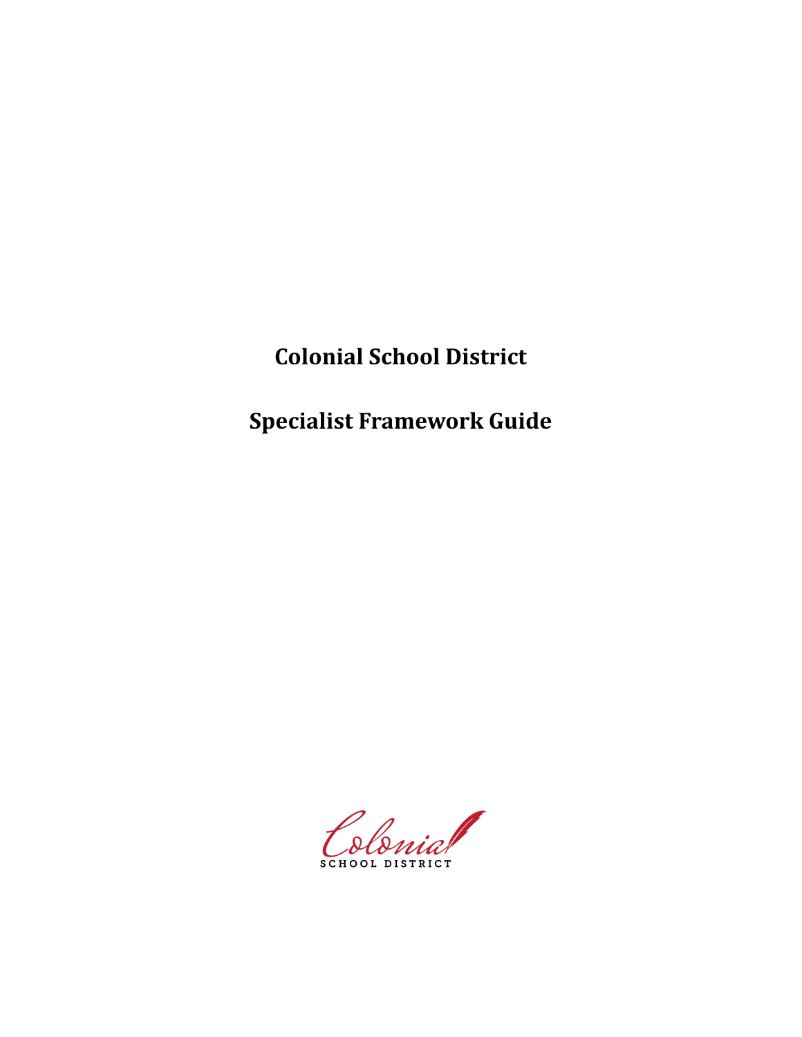# Colonial School District

# Specialist Framework Guide

Colonial
SCHOOL DISTRICT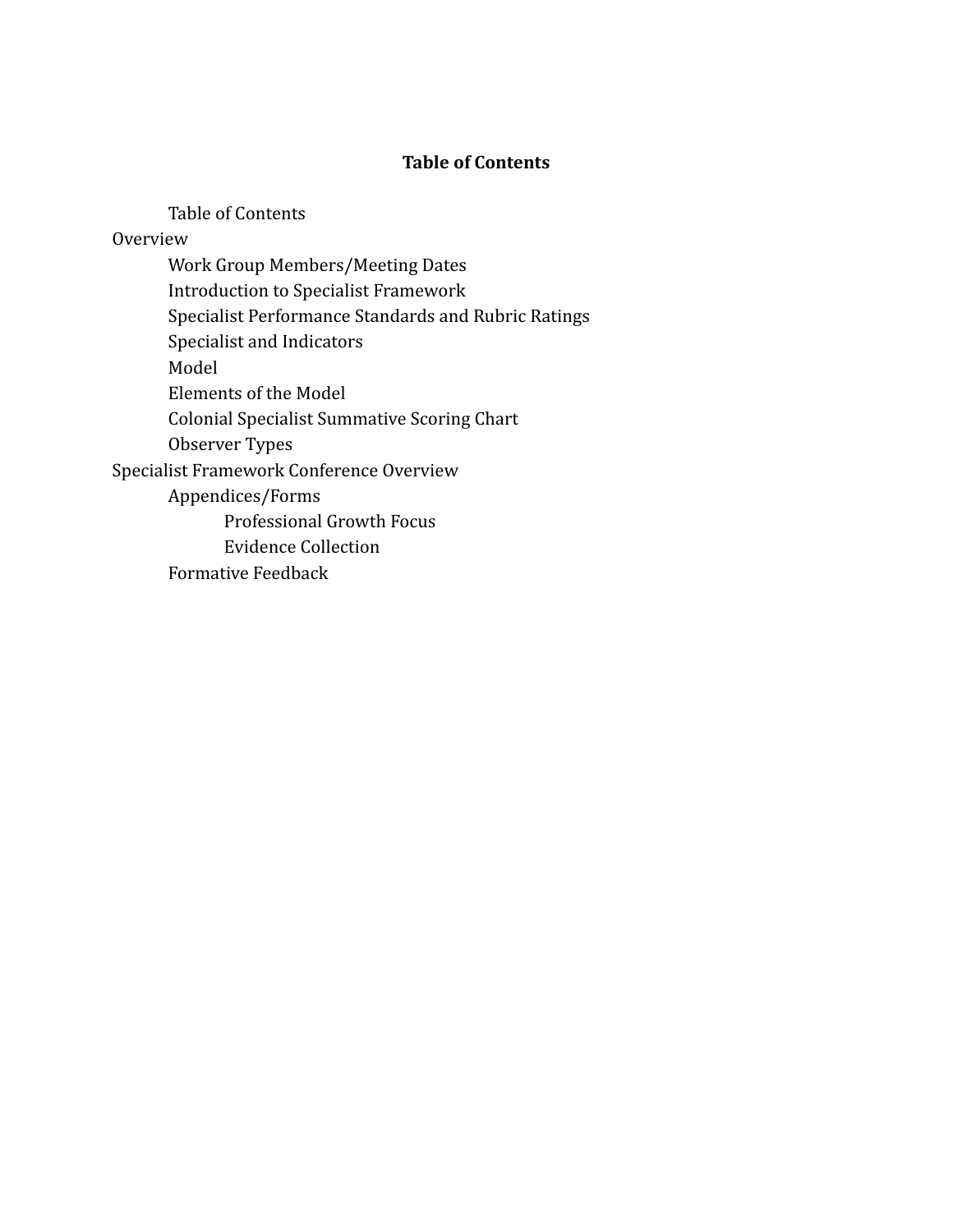# Table of Contents

- Table of Contents

Overview

- Work Group Members/Meeting Dates
- Introduction to Specialist Framework
- Specialist Performance Standards and Rubric Ratings
- Specialist and Indicators
- Model
- Elements of the Model
- Colonial Specialist Summative Scoring Chart
- Observer Types

Specialist Framework Conference Overview

- Appendices/Forms
  - Professional Growth Focus
  - Evidence Collection
- Formative Feedback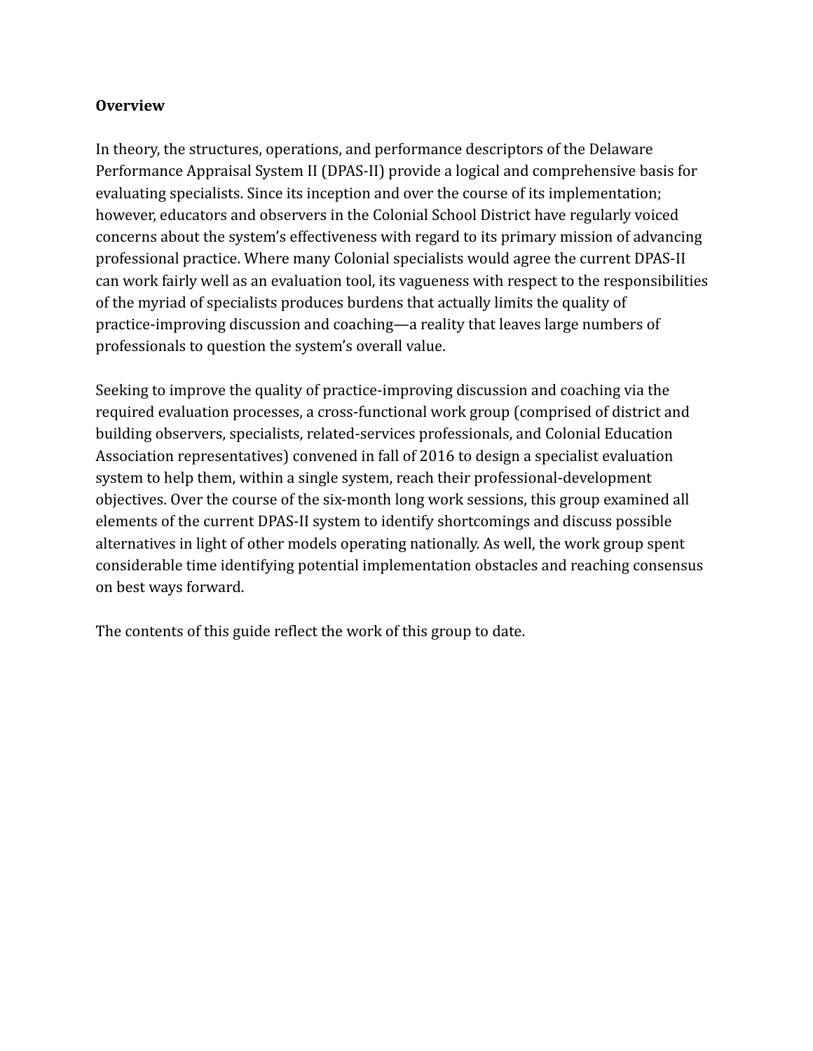**Overview**

In theory, the structures, operations, and performance descriptors of the Delaware Performance Appraisal System II (DPAS-II) provide a logical and comprehensive basis for evaluating specialists. Since its inception and over the course of its implementation; however, educators and observers in the Colonial School District have regularly voiced concerns about the system's effectiveness with regard to its primary mission of advancing professional practice. Where many Colonial specialists would agree the current DPAS-II can work fairly well as an evaluation tool, its vagueness with respect to the responsibilities of the myriad of specialists produces burdens that actually limits the quality of practice-improving discussion and coaching—a reality that leaves large numbers of professionals to question the system's overall value.

Seeking to improve the quality of practice-improving discussion and coaching via the required evaluation processes, a cross-functional work group (comprised of district and building observers, specialists, related-services professionals, and Colonial Education Association representatives) convened in fall of 2016 to design a specialist evaluation system to help them, within a single system, reach their professional-development objectives. Over the course of the six-month long work sessions, this group examined all elements of the current DPAS-II system to identify shortcomings and discuss possible alternatives in light of other models operating nationally. As well, the work group spent considerable time identifying potential implementation obstacles and reaching consensus on best ways forward.

The contents of this guide reflect the work of this group to date.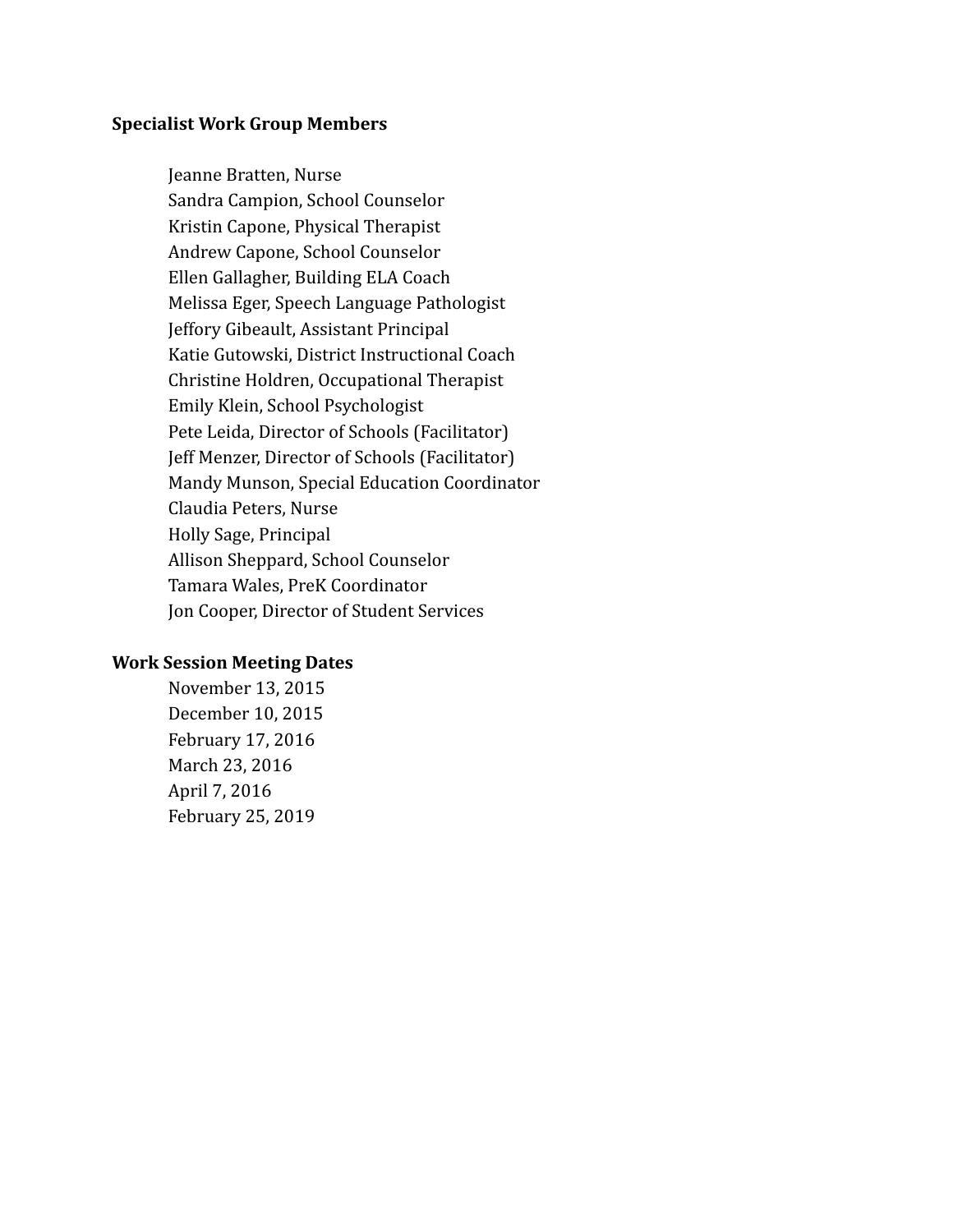**Specialist Work Group Members**

Jeanne Bratten, Nurse
Sandra Campion, School Counselor
Kristin Capone, Physical Therapist
Andrew Capone, School Counselor
Ellen Gallagher, Building ELA Coach
Melissa Eger, Speech Language Pathologist
Jeffory Gibeault, Assistant Principal
Katie Gutowski, District Instructional Coach
Christine Holdren, Occupational Therapist
Emily Klein, School Psychologist
Pete Leida, Director of Schools (Facilitator)
Jeff Menzer, Director of Schools (Facilitator)
Mandy Munson, Special Education Coordinator
Claudia Peters, Nurse
Holly Sage, Principal
Allison Sheppard, School Counselor
Tamara Wales, PreK Coordinator
Jon Cooper, Director of Student Services

**Work Session Meeting Dates**

November 13, 2015
December 10, 2015
February 17, 2016
March 23, 2016
April 7, 2016
February 25, 2019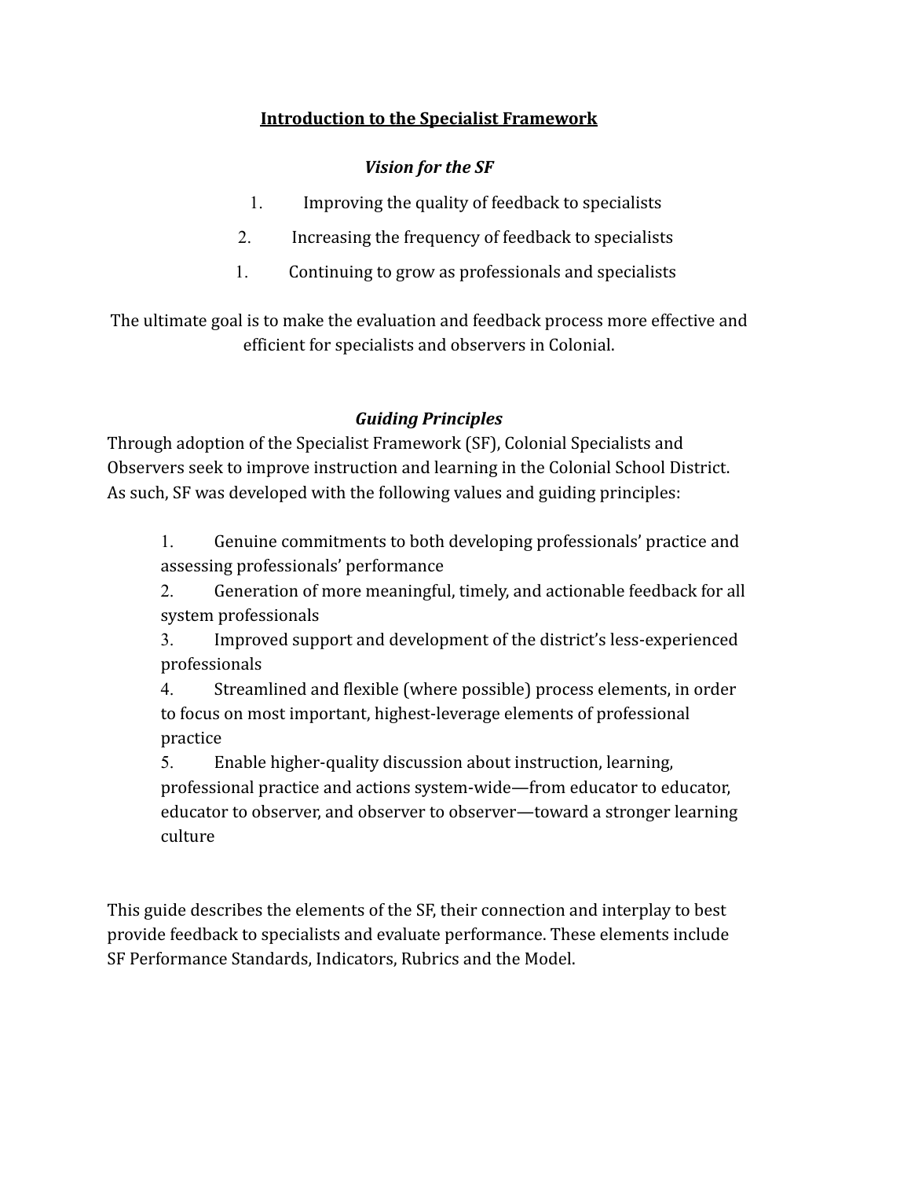## Introduction to the Specialist Framework

### *Vision for the SF*

1. Improving the quality of feedback to specialists
2. Increasing the frequency of feedback to specialists
1. Continuing to grow as professionals and specialists

The ultimate goal is to make the evaluation and feedback process more effective and efficient for specialists and observers in Colonial.

### *Guiding Principles*

Through adoption of the Specialist Framework (SF), Colonial Specialists and Observers seek to improve instruction and learning in the Colonial School District. As such, SF was developed with the following values and guiding principles:

1. Genuine commitments to both developing professionals' practice and assessing professionals' performance
2. Generation of more meaningful, timely, and actionable feedback for all system professionals
3. Improved support and development of the district's less-experienced professionals
4. Streamlined and flexible (where possible) process elements, in order to focus on most important, highest-leverage elements of professional practice
5. Enable higher-quality discussion about instruction, learning, professional practice and actions system-wide—from educator to educator, educator to observer, and observer to observer—toward a stronger learning culture

This guide describes the elements of the SF, their connection and interplay to best provide feedback to specialists and evaluate performance. These elements include SF Performance Standards, Indicators, Rubrics and the Model.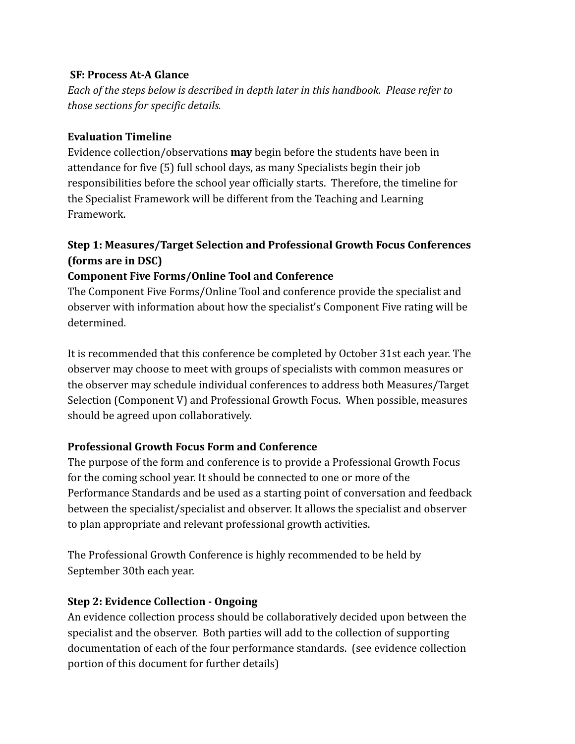**SF: Process At-A Glance**

*Each of the steps below is described in depth later in this handbook. Please refer to those sections for specific details.*

**Evaluation Timeline**

Evidence collection/observations **may** begin before the students have been in attendance for five (5) full school days, as many Specialists begin their job responsibilities before the school year officially starts. Therefore, the timeline for the Specialist Framework will be different from the Teaching and Learning Framework.

### Step 1: Measures/Target Selection and Professional Growth Focus Conferences (forms are in DSC)

**Component Five Forms/Online Tool and Conference**

The Component Five Forms/Online Tool and conference provide the specialist and observer with information about how the specialist's Component Five rating will be determined.

It is recommended that this conference be completed by October 31st each year. The observer may choose to meet with groups of specialists with common measures or the observer may schedule individual conferences to address both Measures/Target Selection (Component V) and Professional Growth Focus. When possible, measures should be agreed upon collaboratively.

**Professional Growth Focus Form and Conference**

The purpose of the form and conference is to provide a Professional Growth Focus for the coming school year. It should be connected to one or more of the Performance Standards and be used as a starting point of conversation and feedback between the specialist/specialist and observer. It allows the specialist and observer to plan appropriate and relevant professional growth activities.

The Professional Growth Conference is highly recommended to be held by September 30th each year.

### Step 2: Evidence Collection - Ongoing

An evidence collection process should be collaboratively decided upon between the specialist and the observer. Both parties will add to the collection of supporting documentation of each of the four performance standards. (see evidence collection portion of this document for further details)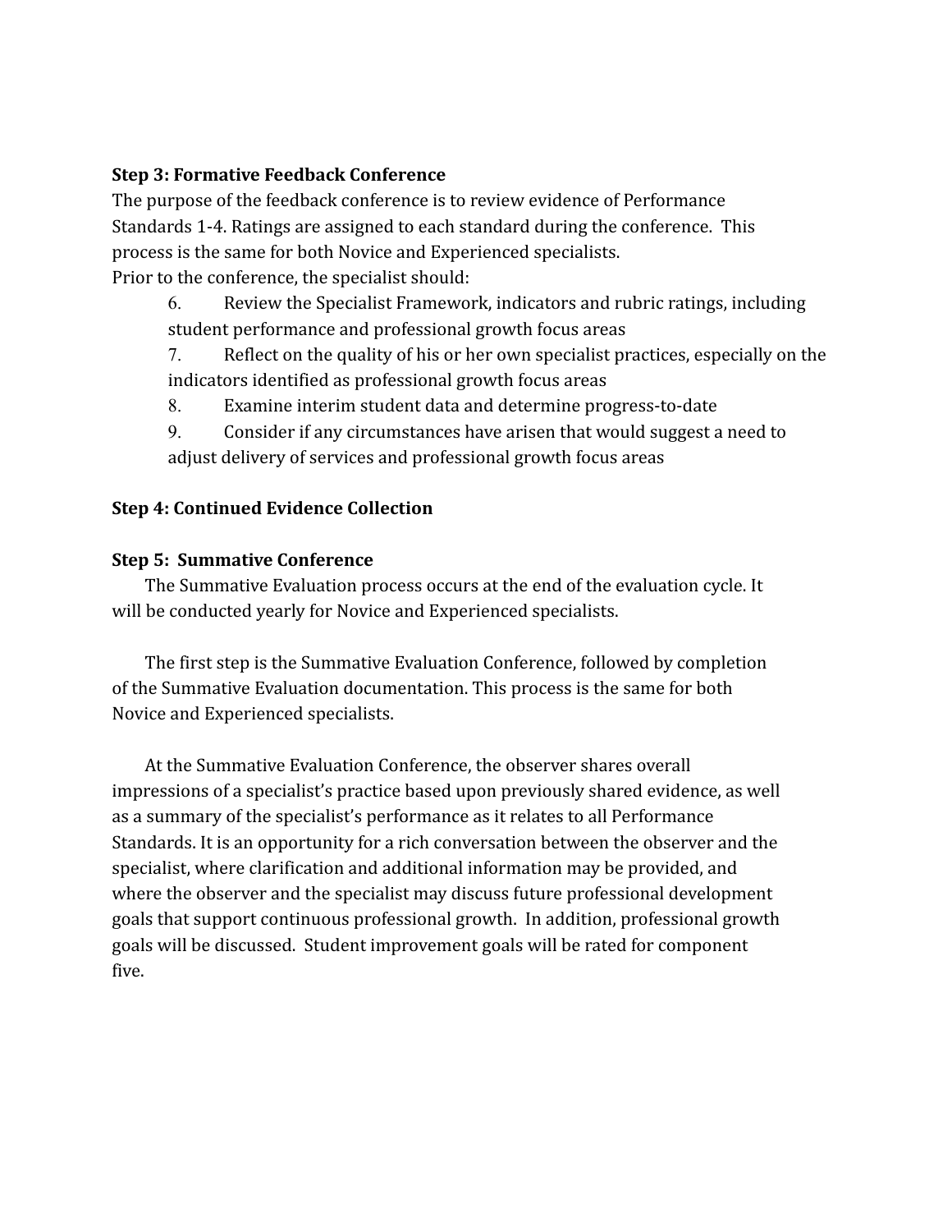**Step 3: Formative Feedback Conference**

The purpose of the feedback conference is to review evidence of Performance Standards 1-4. Ratings are assigned to each standard during the conference. This process is the same for both Novice and Experienced specialists.

Prior to the conference, the specialist should:

6. Review the Specialist Framework, indicators and rubric ratings, including student performance and professional growth focus areas
7. Reflect on the quality of his or her own specialist practices, especially on the indicators identified as professional growth focus areas
8. Examine interim student data and determine progress-to-date
9. Consider if any circumstances have arisen that would suggest a need to adjust delivery of services and professional growth focus areas

**Step 4: Continued Evidence Collection**

**Step 5: Summative Conference**

The Summative Evaluation process occurs at the end of the evaluation cycle. It will be conducted yearly for Novice and Experienced specialists.

The first step is the Summative Evaluation Conference, followed by completion of the Summative Evaluation documentation. This process is the same for both Novice and Experienced specialists.

At the Summative Evaluation Conference, the observer shares overall impressions of a specialist's practice based upon previously shared evidence, as well as a summary of the specialist's performance as it relates to all Performance Standards. It is an opportunity for a rich conversation between the observer and the specialist, where clarification and additional information may be provided, and where the observer and the specialist may discuss future professional development goals that support continuous professional growth. In addition, professional growth goals will be discussed. Student improvement goals will be rated for component five.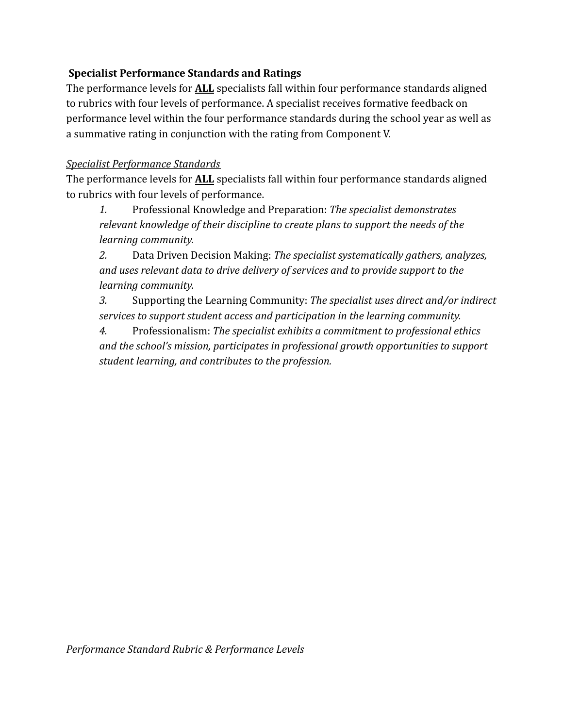**Specialist Performance Standards and Ratings**

The performance levels for **ALL** specialists fall within four performance standards aligned to rubrics with four levels of performance. A specialist receives formative feedback on performance level within the four performance standards during the school year as well as a summative rating in conjunction with the rating from Component V.

*Specialist Performance Standards*

The performance levels for **ALL** specialists fall within four performance standards aligned to rubrics with four levels of performance.

1. Professional Knowledge and Preparation: *The specialist demonstrates relevant knowledge of their discipline to create plans to support the needs of the learning community.*
2. Data Driven Decision Making: *The specialist systematically gathers, analyzes, and uses relevant data to drive delivery of services and to provide support to the learning community.*
3. Supporting the Learning Community: *The specialist uses direct and/or indirect services to support student access and participation in the learning community.*
4. Professionalism: *The specialist exhibits a commitment to professional ethics and the school's mission, participates in professional growth opportunities to support student learning, and contributes to the profession.*

*Performance Standard Rubric & Performance Levels*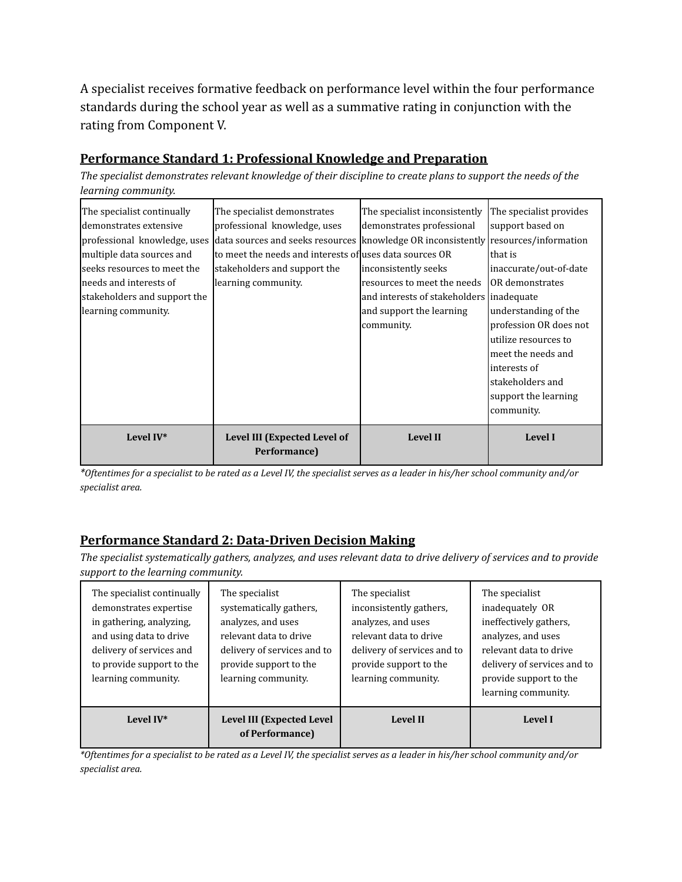A specialist receives formative feedback on performance level within the four performance standards during the school year as well as a summative rating in conjunction with the rating from Component V.

## Performance Standard 1: Professional Knowledge and Preparation

*The specialist demonstrates relevant knowledge of their discipline to create plans to support the needs of the learning community.*

| The specialist continually demonstrates extensive professional knowledge, uses multiple data sources and seeks resources to meet the needs and interests of stakeholders and support the learning community. | The specialist demonstrates professional knowledge, uses data sources and seeks resources to meet the needs and interests of stakeholders and support the learning community. | The specialist inconsistently demonstrates professional knowledge OR inconsistently uses data sources OR inconsistently seeks resources to meet the needs and interests of stakeholders and support the learning community. | The specialist provides support based on resources/information that is inaccurate/out-of-date OR demonstrates inadequate understanding of the profession OR does not utilize resources to meet the needs and interests of stakeholders and support the learning community. |
|---|---|---|---|
| **Level IV*** | **Level III (Expected Level of Performance)** | **Level II** | **Level I** |

*\*Oftentimes for a specialist to be rated as a Level IV, the specialist serves as a leader in his/her school community and/or specialist area.*

## Performance Standard 2: Data-Driven Decision Making

*The specialist systematically gathers, analyzes, and uses relevant data to drive delivery of services and to provide support to the learning community.*

| The specialist continually demonstrates expertise in gathering, analyzing, and using data to drive delivery of services and to provide support to the learning community. | The specialist systematically gathers, analyzes, and uses relevant data to drive delivery of services and to provide support to the learning community. | The specialist inconsistently gathers, analyzes, and uses relevant data to drive delivery of services and to provide support to the learning community. | The specialist inadequately OR ineffectively gathers, analyzes, and uses relevant data to drive delivery of services and to provide support to the learning community. |
|---|---|---|---|
| **Level IV*** | **Level III (Expected Level of Performance)** | **Level II** | **Level I** |

*\*Oftentimes for a specialist to be rated as a Level IV, the specialist serves as a leader in his/her school community and/or specialist area.*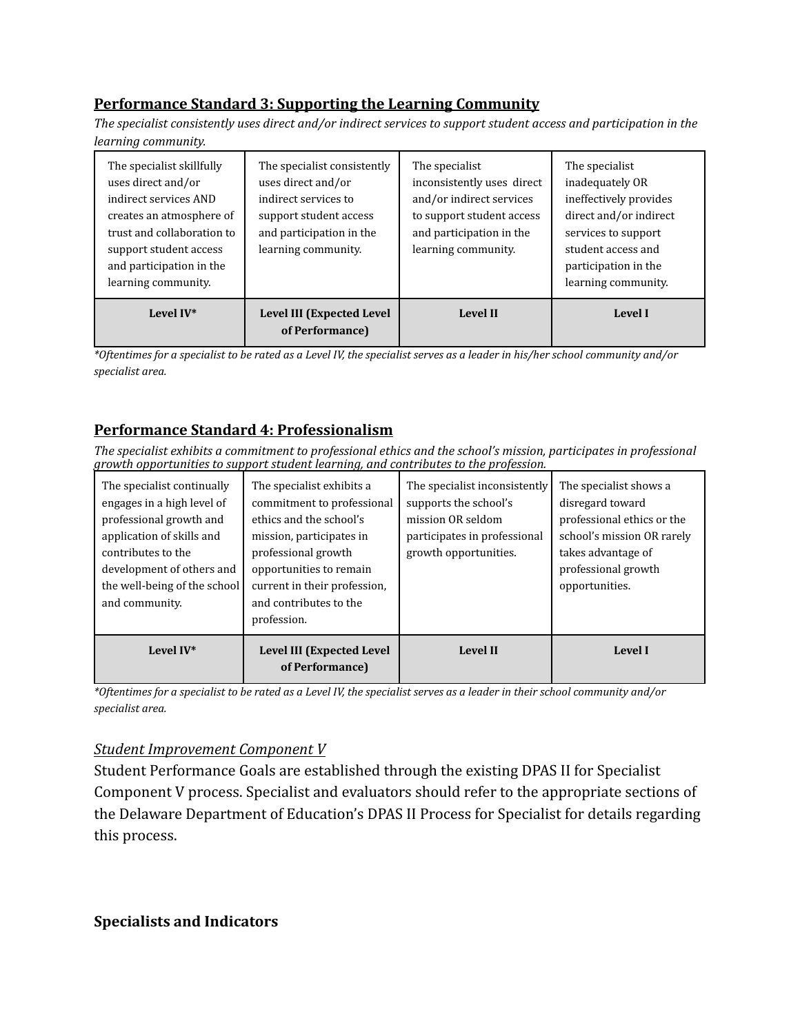## Performance Standard 3: Supporting the Learning Community

*The specialist consistently uses direct and/or indirect services to support student access and participation in the learning community.*

| The specialist skillfully uses direct and/or indirect services AND creates an atmosphere of trust and collaboration to support student access and participation in the learning community. | The specialist consistently uses direct and/or indirect services to support student access and participation in the learning community. | The specialist inconsistently uses direct and/or indirect services to support student access and participation in the learning community. | The specialist inadequately OR ineffectively provides direct and/or indirect services to support student access and participation in the learning community. |
|---|---|---|---|
| **Level IV*** | **Level III (Expected Level of Performance)** | **Level II** | **Level I** |

*\*Oftentimes for a specialist to be rated as a Level IV, the specialist serves as a leader in his/her school community and/or specialist area.*

## Performance Standard 4: Professionalism

*The specialist exhibits a commitment to professional ethics and the school's mission, participates in professional growth opportunities to support student learning, and contributes to the profession.*

| The specialist continually engages in a high level of professional growth and application of skills and contributes to the development of others and the well-being of the school and community. | The specialist exhibits a commitment to professional ethics and the school's mission, participates in professional growth opportunities to remain current in their profession, and contributes to the profession. | The specialist inconsistently supports the school's mission OR seldom participates in professional growth opportunities. | The specialist shows a disregard toward professional ethics or the school's mission OR rarely takes advantage of professional growth opportunities. |
|---|---|---|---|
| **Level IV*** | **Level III (Expected Level of Performance)** | **Level II** | **Level I** |

*\*Oftentimes for a specialist to be rated as a Level IV, the specialist serves as a leader in their school community and/or specialist area.*

### *Student Improvement Component V*

Student Performance Goals are established through the existing DPAS II for Specialist Component V process. Specialist and evaluators should refer to the appropriate sections of the Delaware Department of Education's DPAS II Process for Specialist for details regarding this process.

## Specialists and Indicators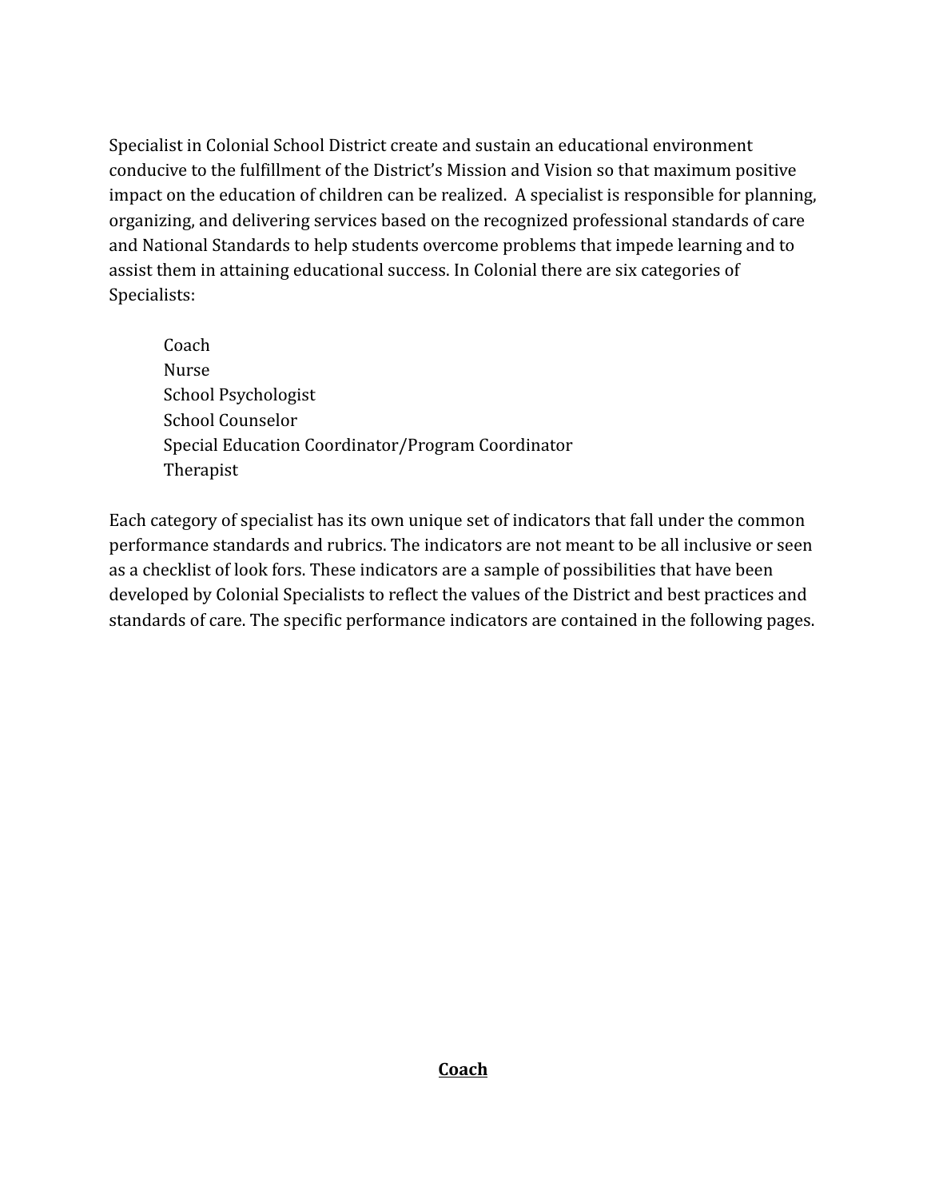Specialist in Colonial School District create and sustain an educational environment conducive to the fulfillment of the District's Mission and Vision so that maximum positive impact on the education of children can be realized.  A specialist is responsible for planning, organizing, and delivering services based on the recognized professional standards of care and National Standards to help students overcome problems that impede learning and to assist them in attaining educational success. In Colonial there are six categories of Specialists:

- Coach
- Nurse
- School Psychologist
- School Counselor
- Special Education Coordinator/Program Coordinator
- Therapist

Each category of specialist has its own unique set of indicators that fall under the common performance standards and rubrics. The indicators are not meant to be all inclusive or seen as a checklist of look fors. These indicators are a sample of possibilities that have been developed by Colonial Specialists to reflect the values of the District and best practices and standards of care. The specific performance indicators are contained in the following pages.

## Coach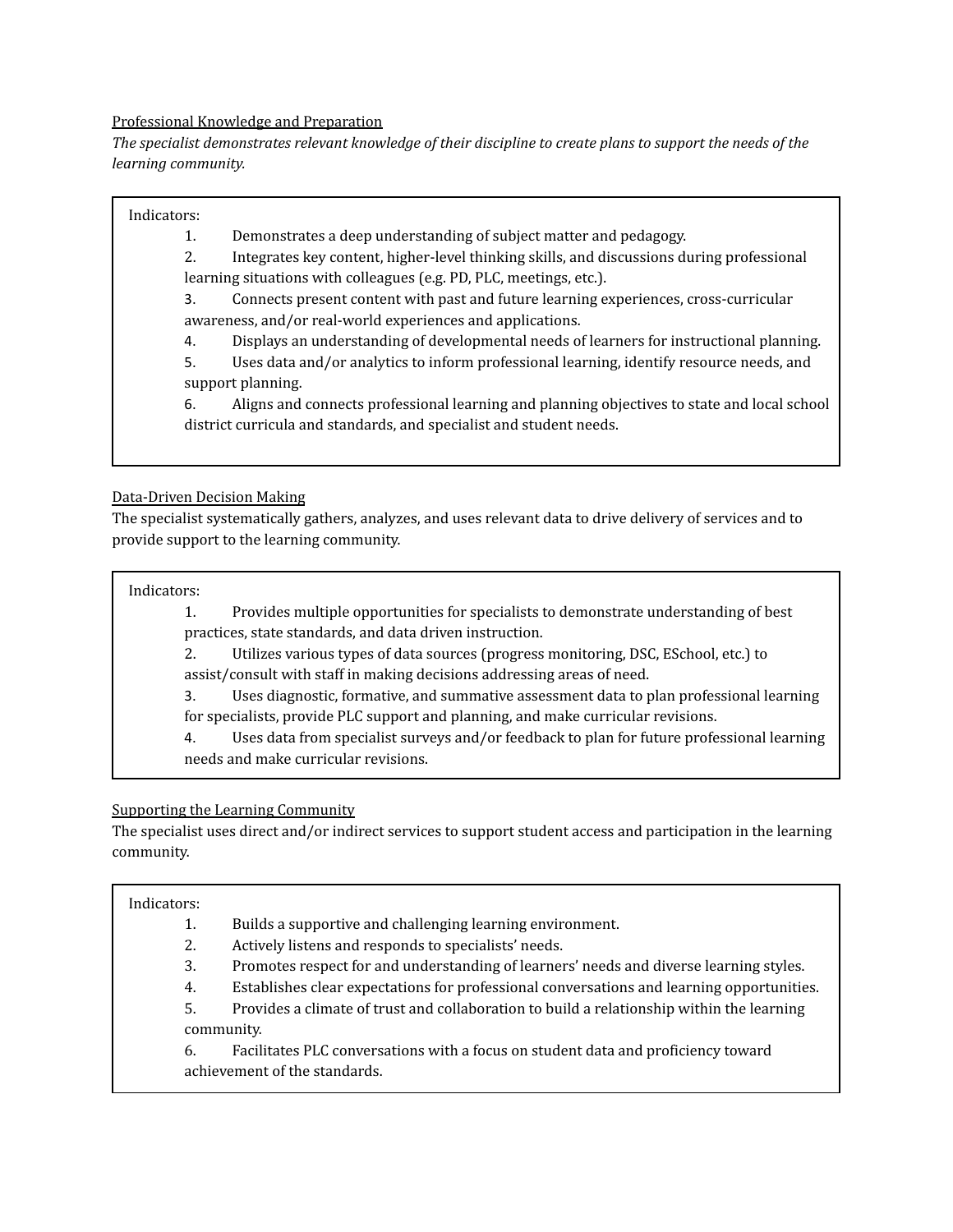## Professional Knowledge and Preparation

*The specialist demonstrates relevant knowledge of their discipline to create plans to support the needs of the learning community.*

Indicators:

1. Demonstrates a deep understanding of subject matter and pedagogy.
2. Integrates key content, higher-level thinking skills, and discussions during professional learning situations with colleagues (e.g. PD, PLC, meetings, etc.).
3. Connects present content with past and future learning experiences, cross-curricular awareness, and/or real-world experiences and applications.
4. Displays an understanding of developmental needs of learners for instructional planning.
5. Uses data and/or analytics to inform professional learning, identify resource needs, and support planning.
6. Aligns and connects professional learning and planning objectives to state and local school district curricula and standards, and specialist and student needs.

## Data-Driven Decision Making

The specialist systematically gathers, analyzes, and uses relevant data to drive delivery of services and to provide support to the learning community.

Indicators:

1. Provides multiple opportunities for specialists to demonstrate understanding of best practices, state standards, and data driven instruction.
2. Utilizes various types of data sources (progress monitoring, DSC, ESchool, etc.) to assist/consult with staff in making decisions addressing areas of need.
3. Uses diagnostic, formative, and summative assessment data to plan professional learning for specialists, provide PLC support and planning, and make curricular revisions.
4. Uses data from specialist surveys and/or feedback to plan for future professional learning needs and make curricular revisions.

## Supporting the Learning Community

The specialist uses direct and/or indirect services to support student access and participation in the learning community.

Indicators:

1. Builds a supportive and challenging learning environment.
2. Actively listens and responds to specialists' needs.
3. Promotes respect for and understanding of learners' needs and diverse learning styles.
4. Establishes clear expectations for professional conversations and learning opportunities.
5. Provides a climate of trust and collaboration to build a relationship within the learning community.
6. Facilitates PLC conversations with a focus on student data and proficiency toward achievement of the standards.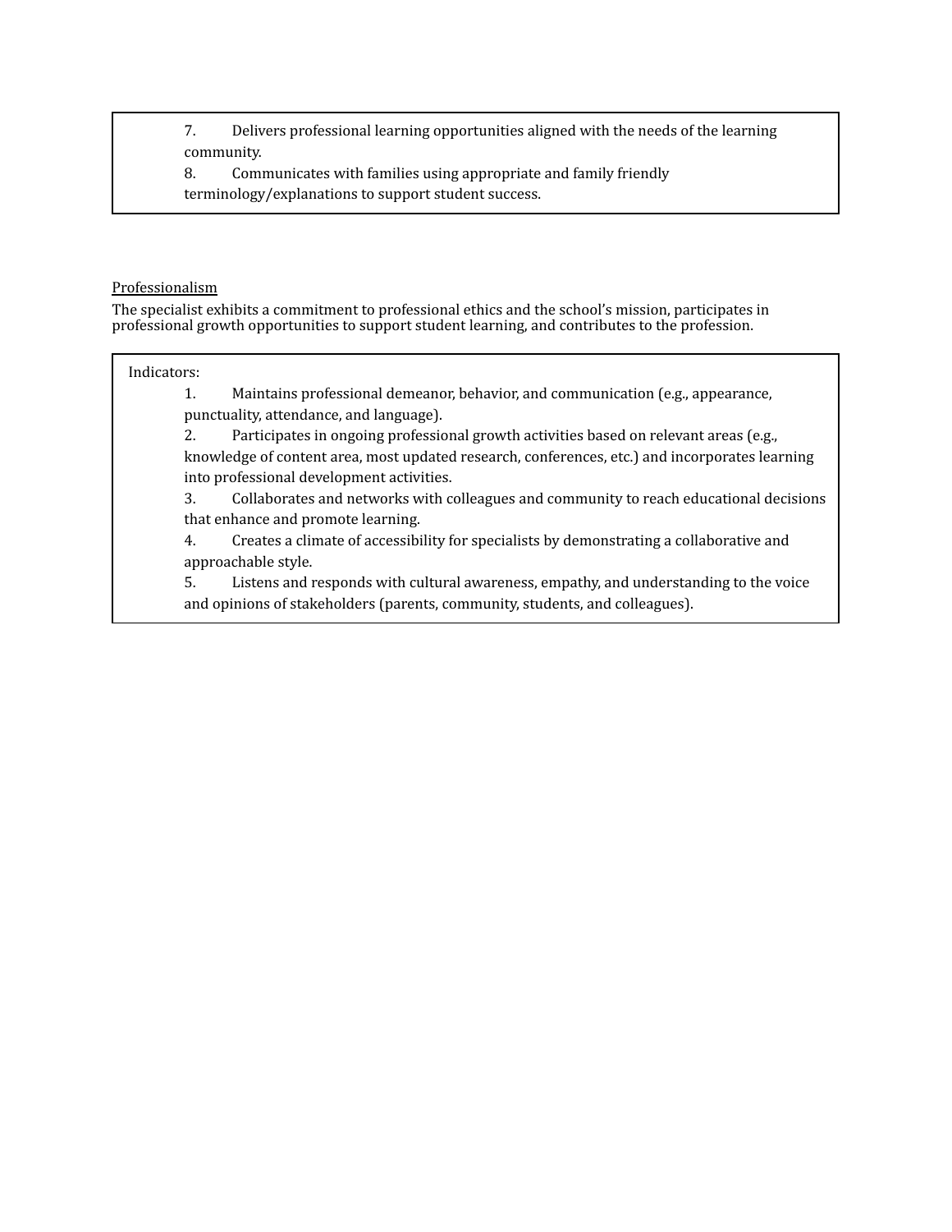7. Delivers professional learning opportunities aligned with the needs of the learning community.
8. Communicates with families using appropriate and family friendly terminology/explanations to support student success.

<u>Professionalism</u>

The specialist exhibits a commitment to professional ethics and the school's mission, participates in professional growth opportunities to support student learning, and contributes to the profession.

Indicators:

1. Maintains professional demeanor, behavior, and communication (e.g., appearance, punctuality, attendance, and language).
2. Participates in ongoing professional growth activities based on relevant areas (e.g., knowledge of content area, most updated research, conferences, etc.) and incorporates learning into professional development activities.
3. Collaborates and networks with colleagues and community to reach educational decisions that enhance and promote learning.
4. Creates a climate of accessibility for specialists by demonstrating a collaborative and approachable style.
5. Listens and responds with cultural awareness, empathy, and understanding to the voice and opinions of stakeholders (parents, community, students, and colleagues).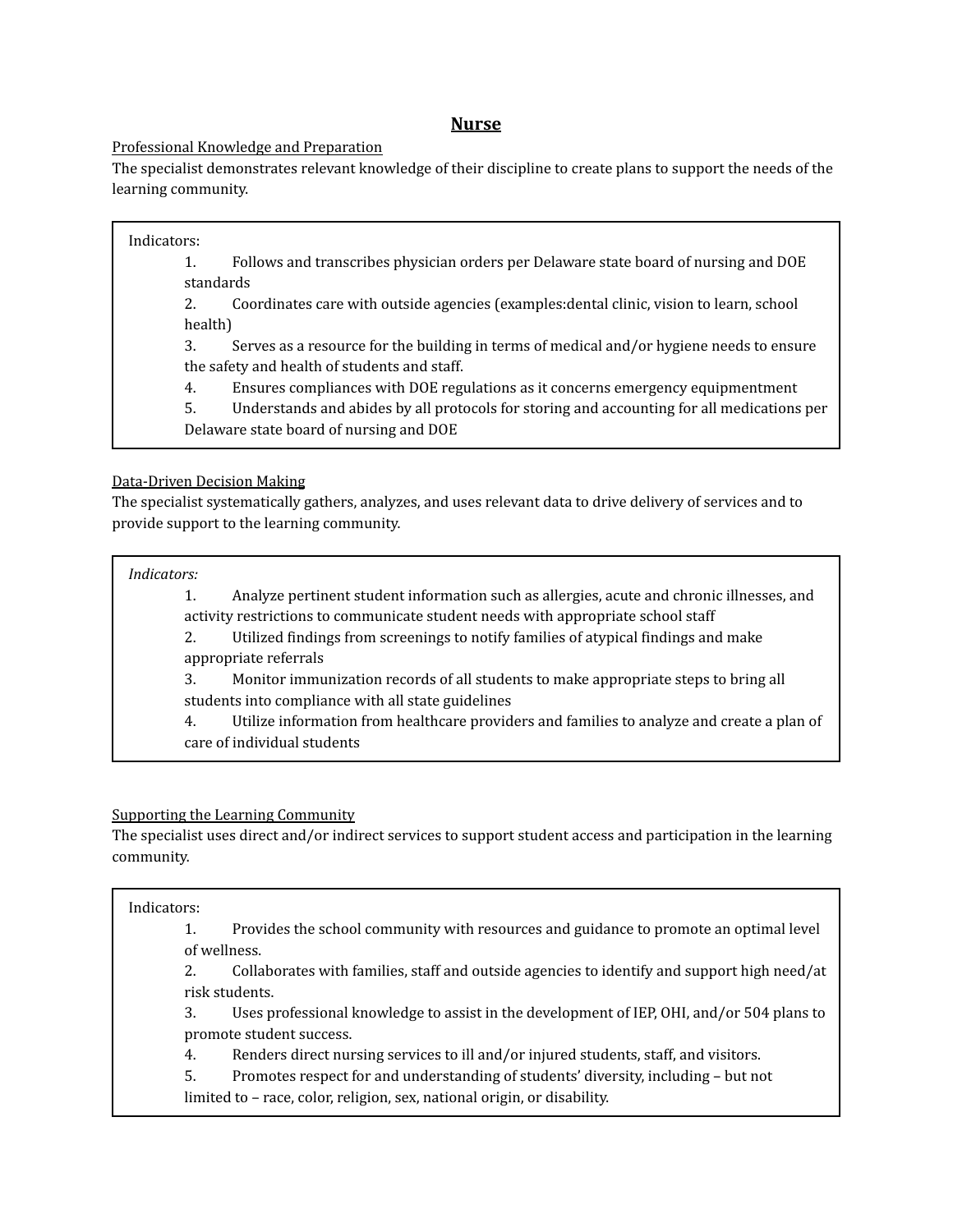# Nurse

Professional Knowledge and Preparation

The specialist demonstrates relevant knowledge of their discipline to create plans to support the needs of the learning community.

Indicators:

1. Follows and transcribes physician orders per Delaware state board of nursing and DOE standards
2. Coordinates care with outside agencies (examples:dental clinic, vision to learn, school health)
3. Serves as a resource for the building in terms of medical and/or hygiene needs to ensure the safety and health of students and staff.
4. Ensures compliances with DOE regulations as it concerns emergency equipmentment
5. Understands and abides by all protocols for storing and accounting for all medications per Delaware state board of nursing and DOE

Data-Driven Decision Making

The specialist systematically gathers, analyzes, and uses relevant data to drive delivery of services and to provide support to the learning community.

*Indicators:*

1. Analyze pertinent student information such as allergies, acute and chronic illnesses, and activity restrictions to communicate student needs with appropriate school staff
2. Utilized findings from screenings to notify families of atypical findings and make appropriate referrals
3. Monitor immunization records of all students to make appropriate steps to bring all students into compliance with all state guidelines
4. Utilize information from healthcare providers and families to analyze and create a plan of care of individual students

Supporting the Learning Community

The specialist uses direct and/or indirect services to support student access and participation in the learning community.

Indicators:

1. Provides the school community with resources and guidance to promote an optimal level of wellness.
2. Collaborates with families, staff and outside agencies to identify and support high need/at risk students.
3. Uses professional knowledge to assist in the development of IEP, OHI, and/or 504 plans to promote student success.
4. Renders direct nursing services to ill and/or injured students, staff, and visitors.
5. Promotes respect for and understanding of students' diversity, including – but not limited to – race, color, religion, sex, national origin, or disability.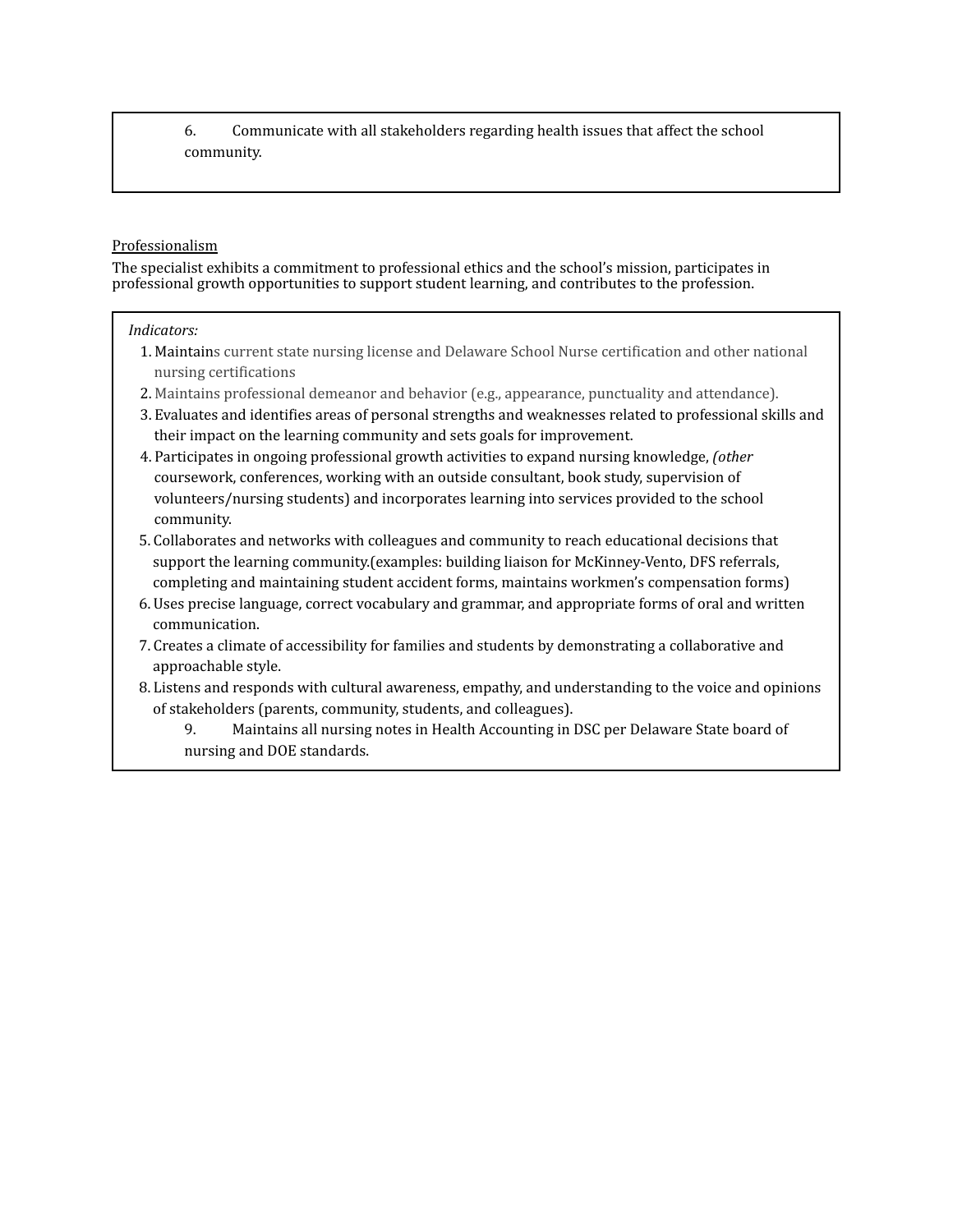6. Communicate with all stakeholders regarding health issues that affect the school community.

Professionalism

The specialist exhibits a commitment to professional ethics and the school's mission, participates in professional growth opportunities to support student learning, and contributes to the profession.

*Indicators:*

1. Maintains current state nursing license and Delaware School Nurse certification and other national nursing certifications
2. Maintains professional demeanor and behavior (e.g., appearance, punctuality and attendance).
3. Evaluates and identifies areas of personal strengths and weaknesses related to professional skills and their impact on the learning community and sets goals for improvement.
4. Participates in ongoing professional growth activities to expand nursing knowledge, *(other* coursework, conferences, working with an outside consultant, book study, supervision of volunteers/nursing students) and incorporates learning into services provided to the school community.
5. Collaborates and networks with colleagues and community to reach educational decisions that support the learning community.(examples: building liaison for McKinney-Vento, DFS referrals, completing and maintaining student accident forms, maintains workmen's compensation forms)
6. Uses precise language, correct vocabulary and grammar, and appropriate forms of oral and written communication.
7. Creates a climate of accessibility for families and students by demonstrating a collaborative and approachable style.
8. Listens and responds with cultural awareness, empathy, and understanding to the voice and opinions of stakeholders (parents, community, students, and colleagues).
9. Maintains all nursing notes in Health Accounting in DSC per Delaware State board of nursing and DOE standards.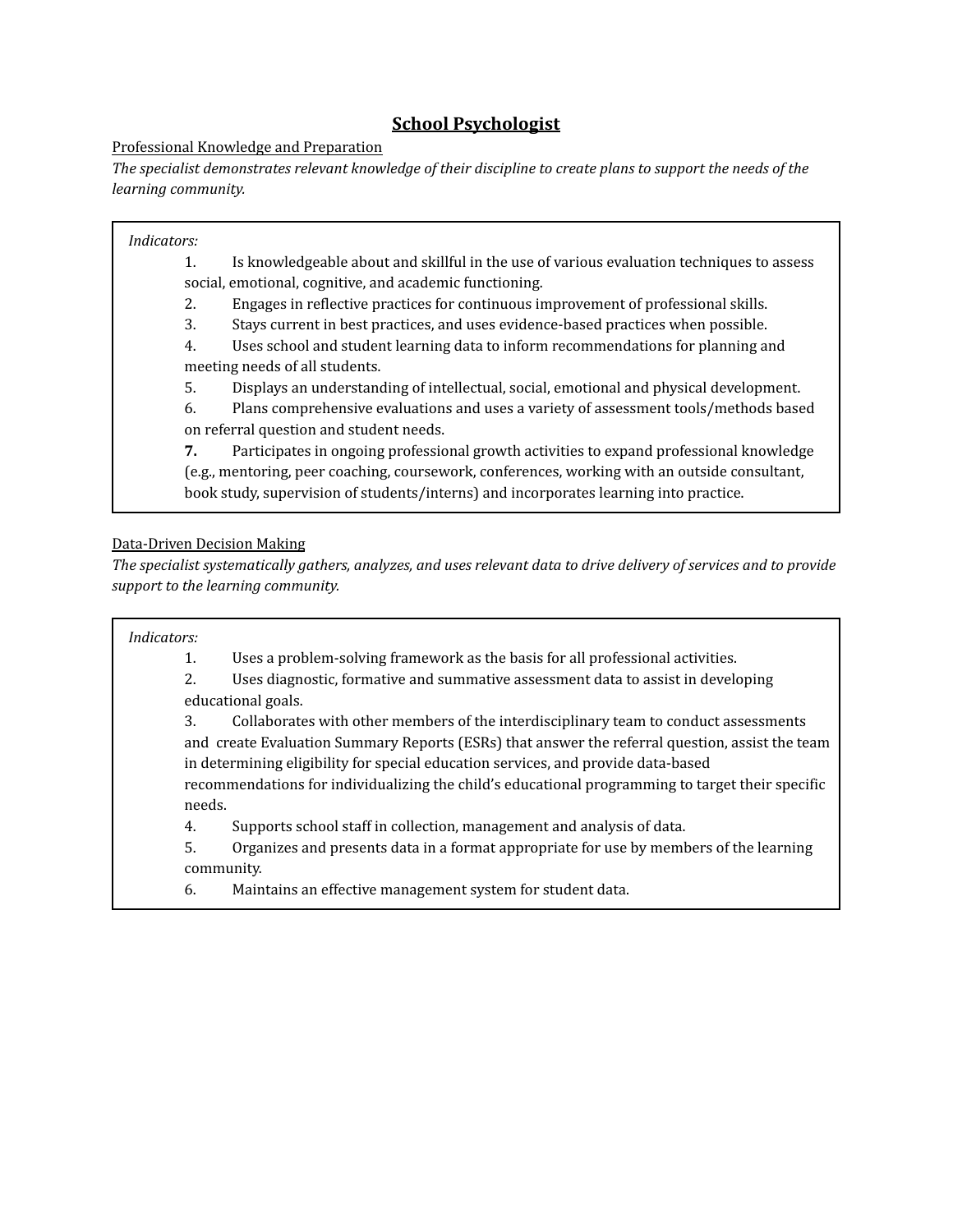# School Psychologist

Professional Knowledge and Preparation

*The specialist demonstrates relevant knowledge of their discipline to create plans to support the needs of the learning community.*

*Indicators:*

1. Is knowledgeable about and skillful in the use of various evaluation techniques to assess social, emotional, cognitive, and academic functioning.
2. Engages in reflective practices for continuous improvement of professional skills.
3. Stays current in best practices, and uses evidence-based practices when possible.
4. Uses school and student learning data to inform recommendations for planning and meeting needs of all students.
5. Displays an understanding of intellectual, social, emotional and physical development.
6. Plans comprehensive evaluations and uses a variety of assessment tools/methods based on referral question and student needs.
7. Participates in ongoing professional growth activities to expand professional knowledge (e.g., mentoring, peer coaching, coursework, conferences, working with an outside consultant, book study, supervision of students/interns) and incorporates learning into practice.

Data-Driven Decision Making

*The specialist systematically gathers, analyzes, and uses relevant data to drive delivery of services and to provide support to the learning community.*

*Indicators:*

1. Uses a problem-solving framework as the basis for all professional activities.
2. Uses diagnostic, formative and summative assessment data to assist in developing educational goals.
3. Collaborates with other members of the interdisciplinary team to conduct assessments and create Evaluation Summary Reports (ESRs) that answer the referral question, assist the team in determining eligibility for special education services, and provide data-based recommendations for individualizing the child's educational programming to target their specific needs.
4. Supports school staff in collection, management and analysis of data.
5. Organizes and presents data in a format appropriate for use by members of the learning community.
6. Maintains an effective management system for student data.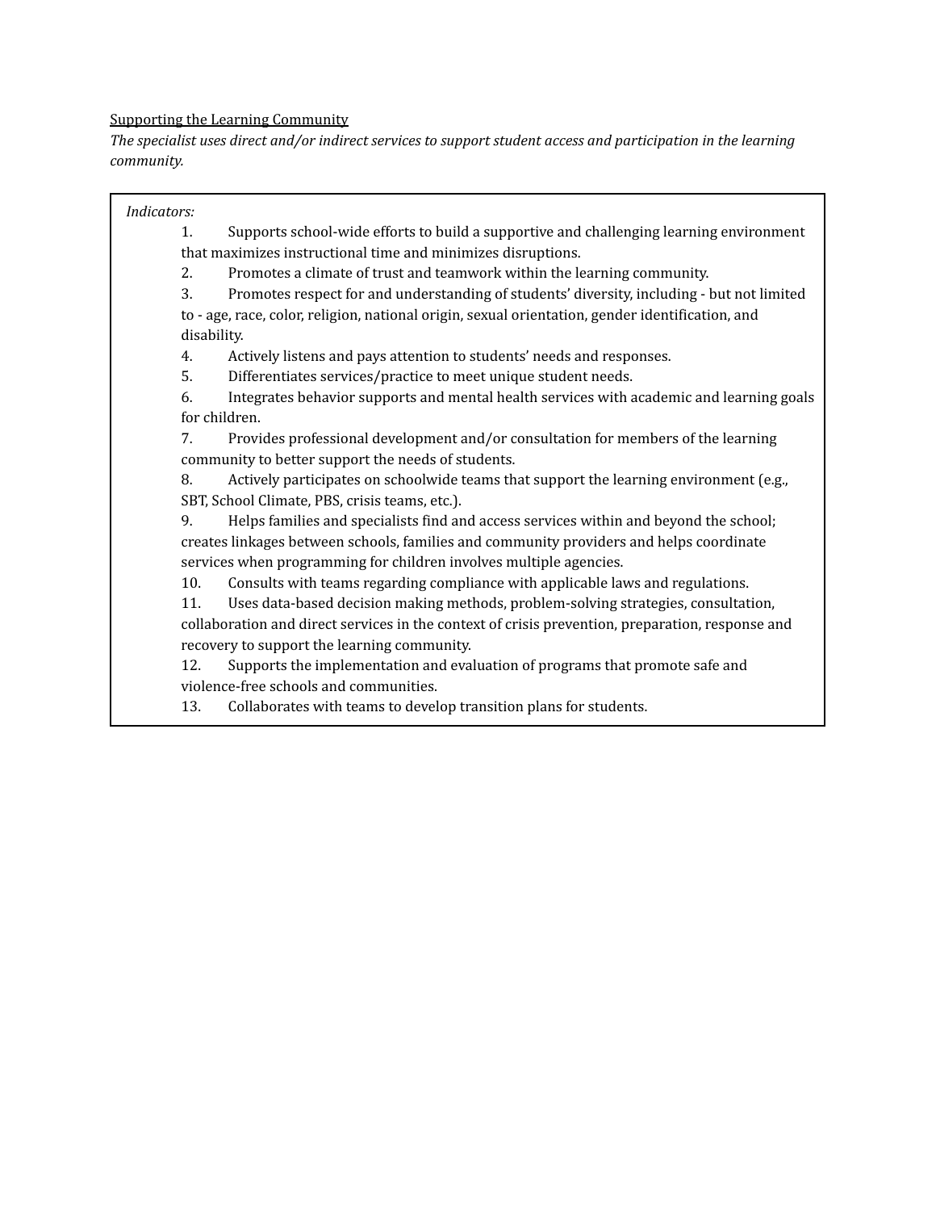Supporting the Learning Community

*The specialist uses direct and/or indirect services to support student access and participation in the learning community.*

*Indicators:*

1. Supports school-wide efforts to build a supportive and challenging learning environment that maximizes instructional time and minimizes disruptions.
2. Promotes a climate of trust and teamwork within the learning community.
3. Promotes respect for and understanding of students' diversity, including - but not limited to - age, race, color, religion, national origin, sexual orientation, gender identification, and disability.
4. Actively listens and pays attention to students' needs and responses.
5. Differentiates services/practice to meet unique student needs.
6. Integrates behavior supports and mental health services with academic and learning goals for children.
7. Provides professional development and/or consultation for members of the learning community to better support the needs of students.
8. Actively participates on schoolwide teams that support the learning environment (e.g., SBT, School Climate, PBS, crisis teams, etc.).
9. Helps families and specialists find and access services within and beyond the school; creates linkages between schools, families and community providers and helps coordinate services when programming for children involves multiple agencies.
10. Consults with teams regarding compliance with applicable laws and regulations.
11. Uses data-based decision making methods, problem-solving strategies, consultation, collaboration and direct services in the context of crisis prevention, preparation, response and recovery to support the learning community.
12. Supports the implementation and evaluation of programs that promote safe and violence-free schools and communities.
13. Collaborates with teams to develop transition plans for students.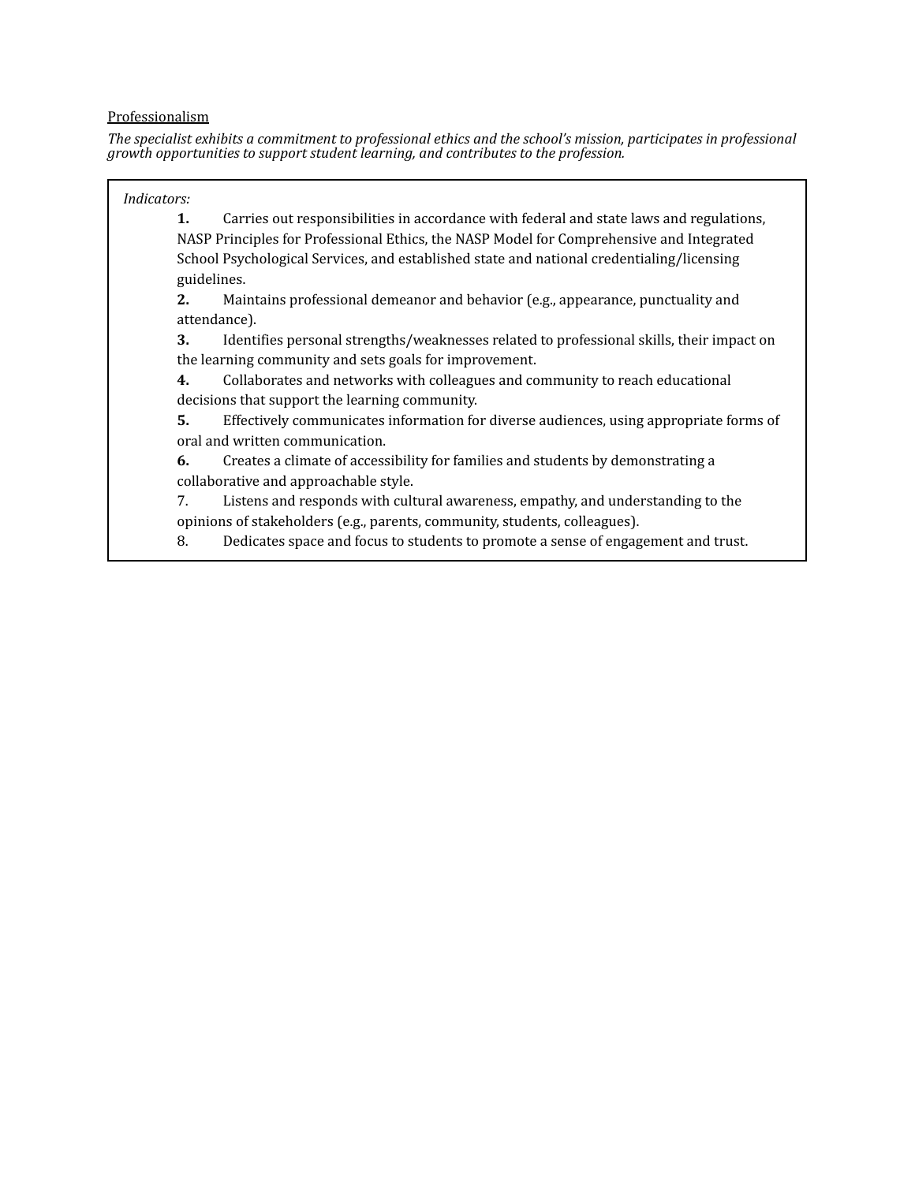Professionalism

*The specialist exhibits a commitment to professional ethics and the school's mission, participates in professional growth opportunities to support student learning, and contributes to the profession.*

*Indicators:*

**1.** Carries out responsibilities in accordance with federal and state laws and regulations, NASP Principles for Professional Ethics, the NASP Model for Comprehensive and Integrated School Psychological Services, and established state and national credentialing/licensing guidelines.

**2.** Maintains professional demeanor and behavior (e.g., appearance, punctuality and attendance).

**3.** Identifies personal strengths/weaknesses related to professional skills, their impact on the learning community and sets goals for improvement.

**4.** Collaborates and networks with colleagues and community to reach educational decisions that support the learning community.

**5.** Effectively communicates information for diverse audiences, using appropriate forms of oral and written communication.

**6.** Creates a climate of accessibility for families and students by demonstrating a collaborative and approachable style.

7. Listens and responds with cultural awareness, empathy, and understanding to the opinions of stakeholders (e.g., parents, community, students, colleagues).

8. Dedicates space and focus to students to promote a sense of engagement and trust.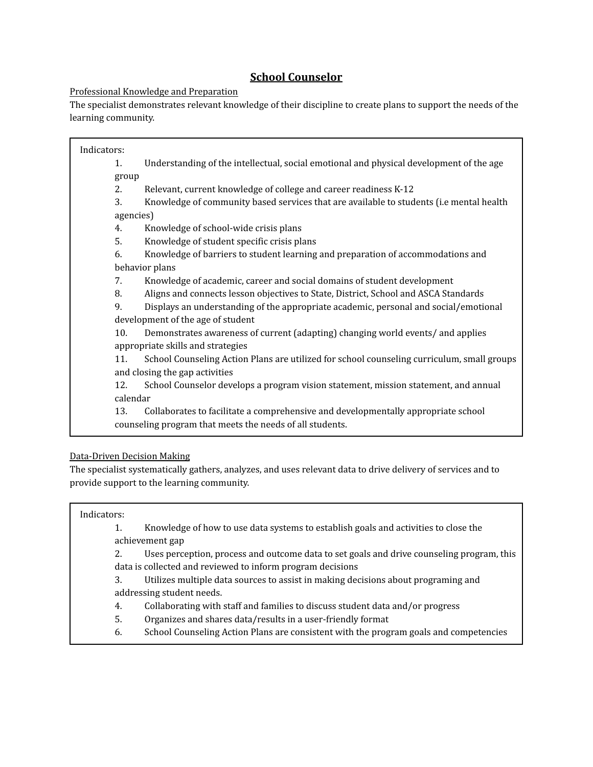# School Counselor

Professional Knowledge and Preparation

The specialist demonstrates relevant knowledge of their discipline to create plans to support the needs of the learning community.

Indicators:

1. Understanding of the intellectual, social emotional and physical development of the age group
2. Relevant, current knowledge of college and career readiness K-12
3. Knowledge of community based services that are available to students (i.e mental health agencies)
4. Knowledge of school-wide crisis plans
5. Knowledge of student specific crisis plans
6. Knowledge of barriers to student learning and preparation of accommodations and behavior plans
7. Knowledge of academic, career and social domains of student development
8. Aligns and connects lesson objectives to State, District, School and ASCA Standards
9. Displays an understanding of the appropriate academic, personal and social/emotional development of the age of student
10. Demonstrates awareness of current (adapting) changing world events/ and applies appropriate skills and strategies
11. School Counseling Action Plans are utilized for school counseling curriculum, small groups and closing the gap activities
12. School Counselor develops a program vision statement, mission statement, and annual calendar
13. Collaborates to facilitate a comprehensive and developmentally appropriate school counseling program that meets the needs of all students.

Data-Driven Decision Making

The specialist systematically gathers, analyzes, and uses relevant data to drive delivery of services and to provide support to the learning community.

Indicators:

1. Knowledge of how to use data systems to establish goals and activities to close the achievement gap
2. Uses perception, process and outcome data to set goals and drive counseling program, this data is collected and reviewed to inform program decisions
3. Utilizes multiple data sources to assist in making decisions about programing and addressing student needs.
4. Collaborating with staff and families to discuss student data and/or progress
5. Organizes and shares data/results in a user-friendly format
6. School Counseling Action Plans are consistent with the program goals and competencies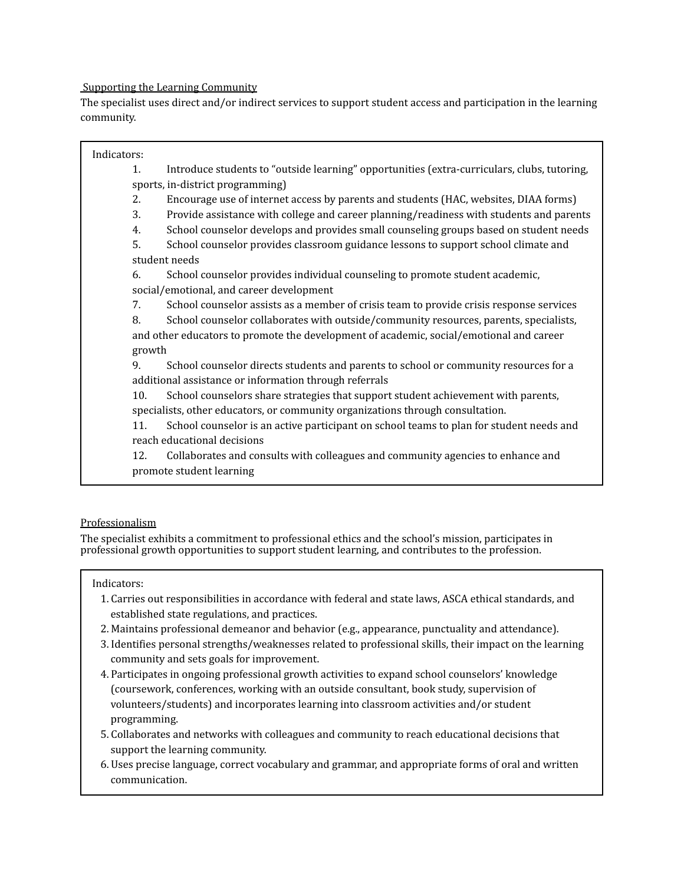Supporting the Learning Community

The specialist uses direct and/or indirect services to support student access and participation in the learning community.

Indicators:

1. Introduce students to “outside learning” opportunities (extra-curriculars, clubs, tutoring, sports, in-district programming)
2. Encourage use of internet access by parents and students (HAC, websites, DIAA forms)
3. Provide assistance with college and career planning/readiness with students and parents
4. School counselor develops and provides small counseling groups based on student needs
5. School counselor provides classroom guidance lessons to support school climate and student needs
6. School counselor provides individual counseling to promote student academic, social/emotional, and career development
7. School counselor assists as a member of crisis team to provide crisis response services
8. School counselor collaborates with outside/community resources, parents, specialists, and other educators to promote the development of academic, social/emotional and career growth
9. School counselor directs students and parents to school or community resources for a additional assistance or information through referrals
10. School counselors share strategies that support student achievement with parents, specialists, other educators, or community organizations through consultation.
11. School counselor is an active participant on school teams to plan for student needs and reach educational decisions
12. Collaborates and consults with colleagues and community agencies to enhance and promote student learning

Professionalism

The specialist exhibits a commitment to professional ethics and the school’s mission, participates in professional growth opportunities to support student learning, and contributes to the profession.

Indicators:

1. Carries out responsibilities in accordance with federal and state laws, ASCA ethical standards, and established state regulations, and practices.
2. Maintains professional demeanor and behavior (e.g., appearance, punctuality and attendance).
3. Identifies personal strengths/weaknesses related to professional skills, their impact on the learning community and sets goals for improvement.
4. Participates in ongoing professional growth activities to expand school counselors’ knowledge (coursework, conferences, working with an outside consultant, book study, supervision of volunteers/students) and incorporates learning into classroom activities and/or student programming.
5. Collaborates and networks with colleagues and community to reach educational decisions that support the learning community.
6. Uses precise language, correct vocabulary and grammar, and appropriate forms of oral and written communication.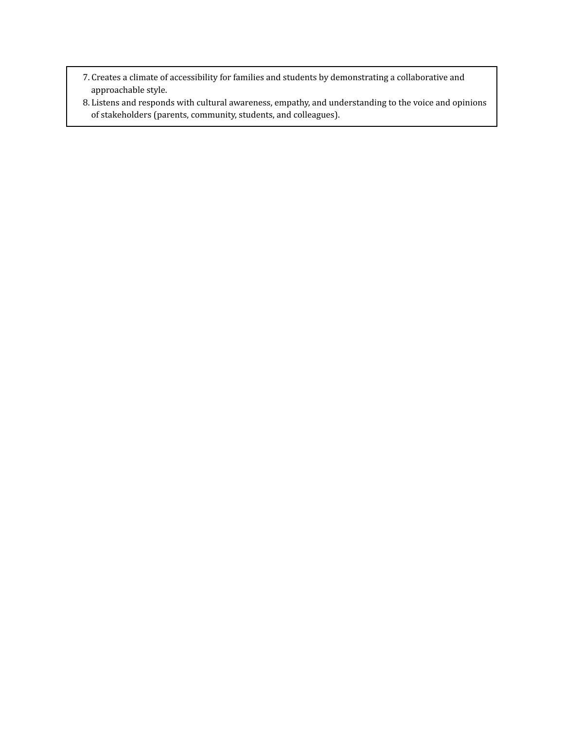7. Creates a climate of accessibility for families and students by demonstrating a collaborative and approachable style.
8. Listens and responds with cultural awareness, empathy, and understanding to the voice and opinions of stakeholders (parents, community, students, and colleagues).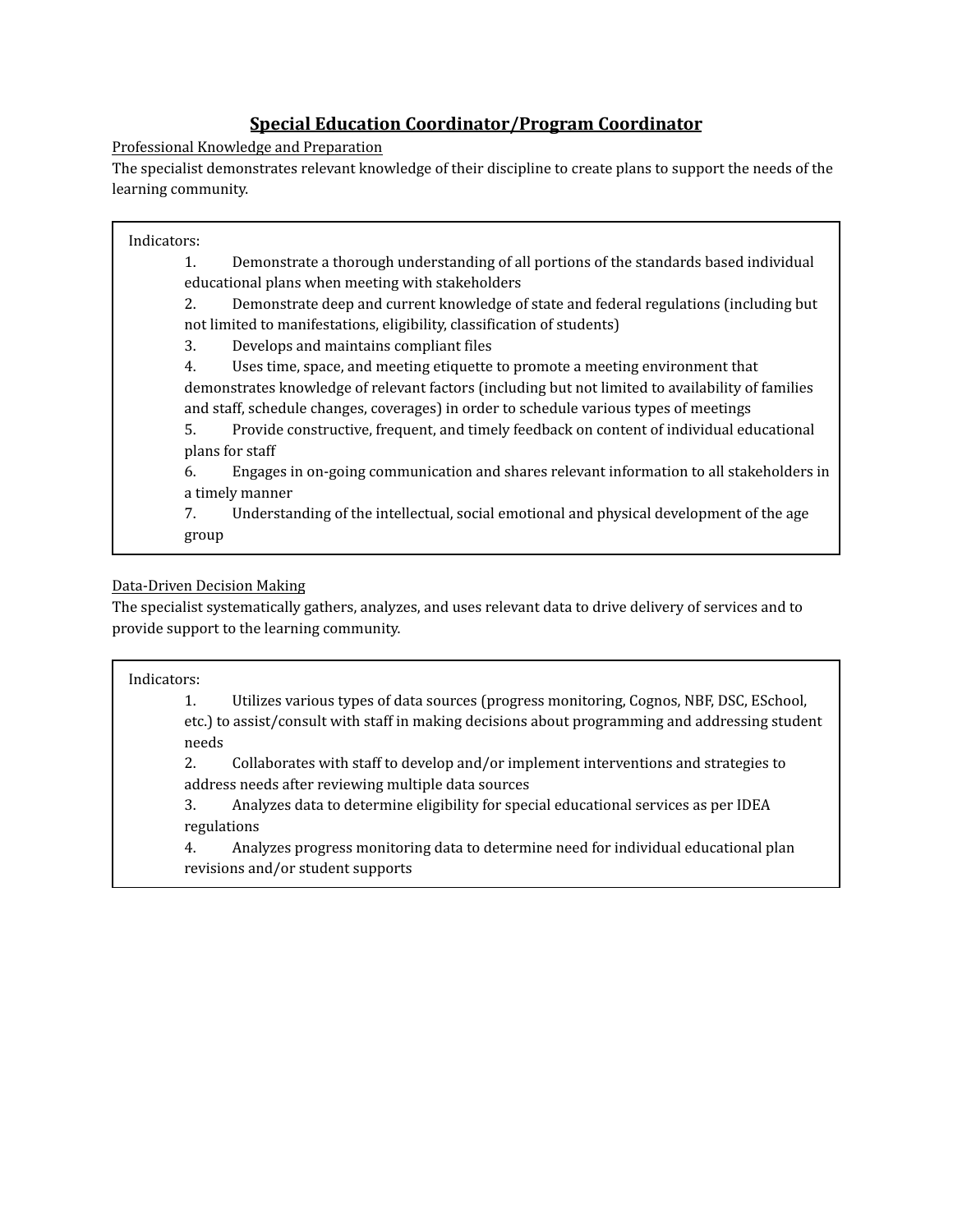# Special Education Coordinator/Program Coordinator

Professional Knowledge and Preparation

The specialist demonstrates relevant knowledge of their discipline to create plans to support the needs of the learning community.

Indicators:

1. Demonstrate a thorough understanding of all portions of the standards based individual educational plans when meeting with stakeholders
2. Demonstrate deep and current knowledge of state and federal regulations (including but not limited to manifestations, eligibility, classification of students)
3. Develops and maintains compliant files
4. Uses time, space, and meeting etiquette to promote a meeting environment that demonstrates knowledge of relevant factors (including but not limited to availability of families and staff, schedule changes, coverages) in order to schedule various types of meetings
5. Provide constructive, frequent, and timely feedback on content of individual educational plans for staff
6. Engages in on-going communication and shares relevant information to all stakeholders in a timely manner
7. Understanding of the intellectual, social emotional and physical development of the age group

Data-Driven Decision Making

The specialist systematically gathers, analyzes, and uses relevant data to drive delivery of services and to provide support to the learning community.

Indicators:

1. Utilizes various types of data sources (progress monitoring, Cognos, NBF, DSC, ESchool, etc.) to assist/consult with staff in making decisions about programming and addressing student needs
2. Collaborates with staff to develop and/or implement interventions and strategies to address needs after reviewing multiple data sources
3. Analyzes data to determine eligibility for special educational services as per IDEA regulations
4. Analyzes progress monitoring data to determine need for individual educational plan revisions and/or student supports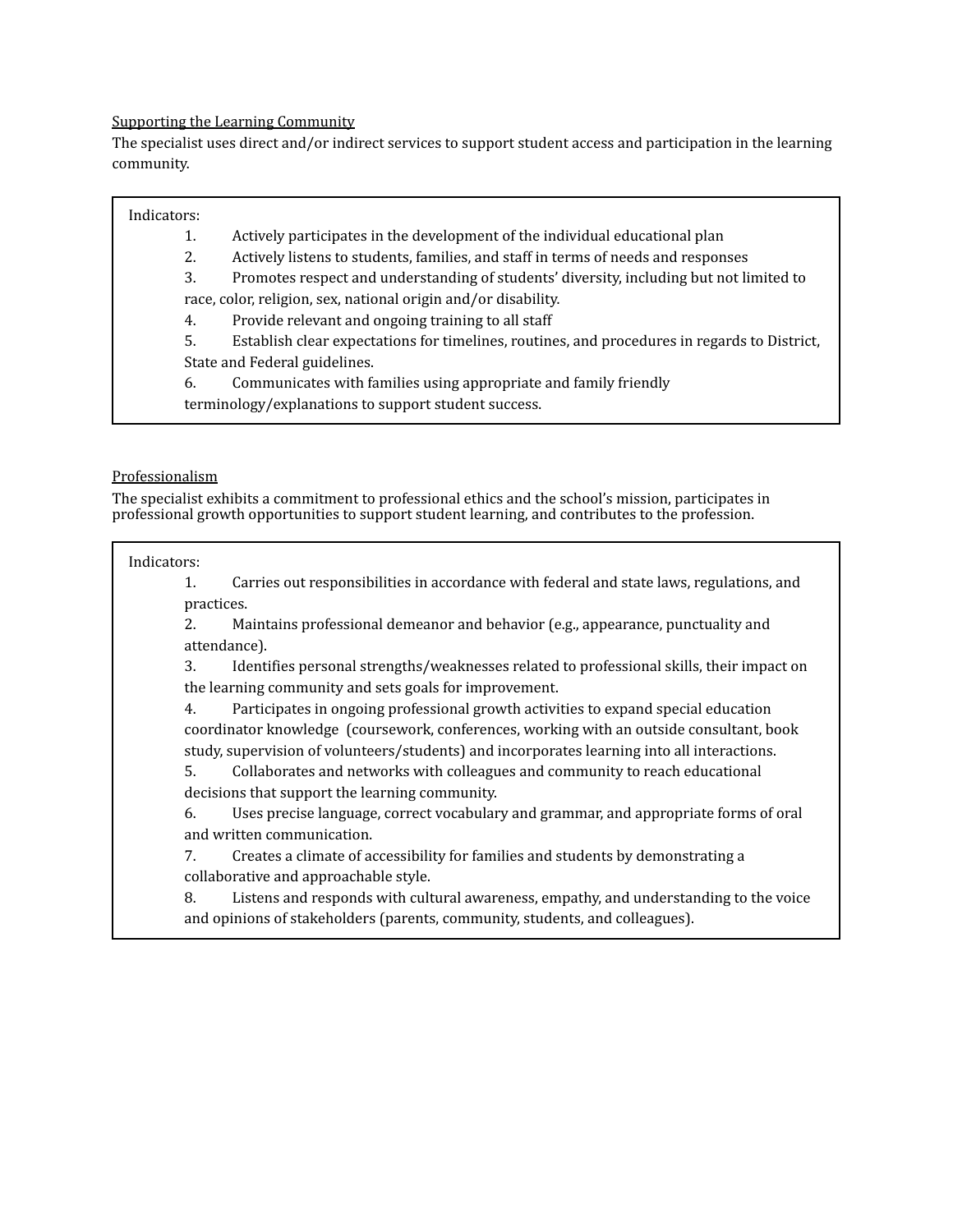Supporting the Learning Community

The specialist uses direct and/or indirect services to support student access and participation in the learning community.

Indicators:

1. Actively participates in the development of the individual educational plan
2. Actively listens to students, families, and staff in terms of needs and responses
3. Promotes respect and understanding of students' diversity, including but not limited to race, color, religion, sex, national origin and/or disability.
4. Provide relevant and ongoing training to all staff
5. Establish clear expectations for timelines, routines, and procedures in regards to District, State and Federal guidelines.
6. Communicates with families using appropriate and family friendly terminology/explanations to support student success.

Professionalism

The specialist exhibits a commitment to professional ethics and the school's mission, participates in professional growth opportunities to support student learning, and contributes to the profession.

Indicators:

1. Carries out responsibilities in accordance with federal and state laws, regulations, and practices.
2. Maintains professional demeanor and behavior (e.g., appearance, punctuality and attendance).
3. Identifies personal strengths/weaknesses related to professional skills, their impact on the learning community and sets goals for improvement.
4. Participates in ongoing professional growth activities to expand special education coordinator knowledge (coursework, conferences, working with an outside consultant, book study, supervision of volunteers/students) and incorporates learning into all interactions.
5. Collaborates and networks with colleagues and community to reach educational decisions that support the learning community.
6. Uses precise language, correct vocabulary and grammar, and appropriate forms of oral and written communication.
7. Creates a climate of accessibility for families and students by demonstrating a collaborative and approachable style.
8. Listens and responds with cultural awareness, empathy, and understanding to the voice and opinions of stakeholders (parents, community, students, and colleagues).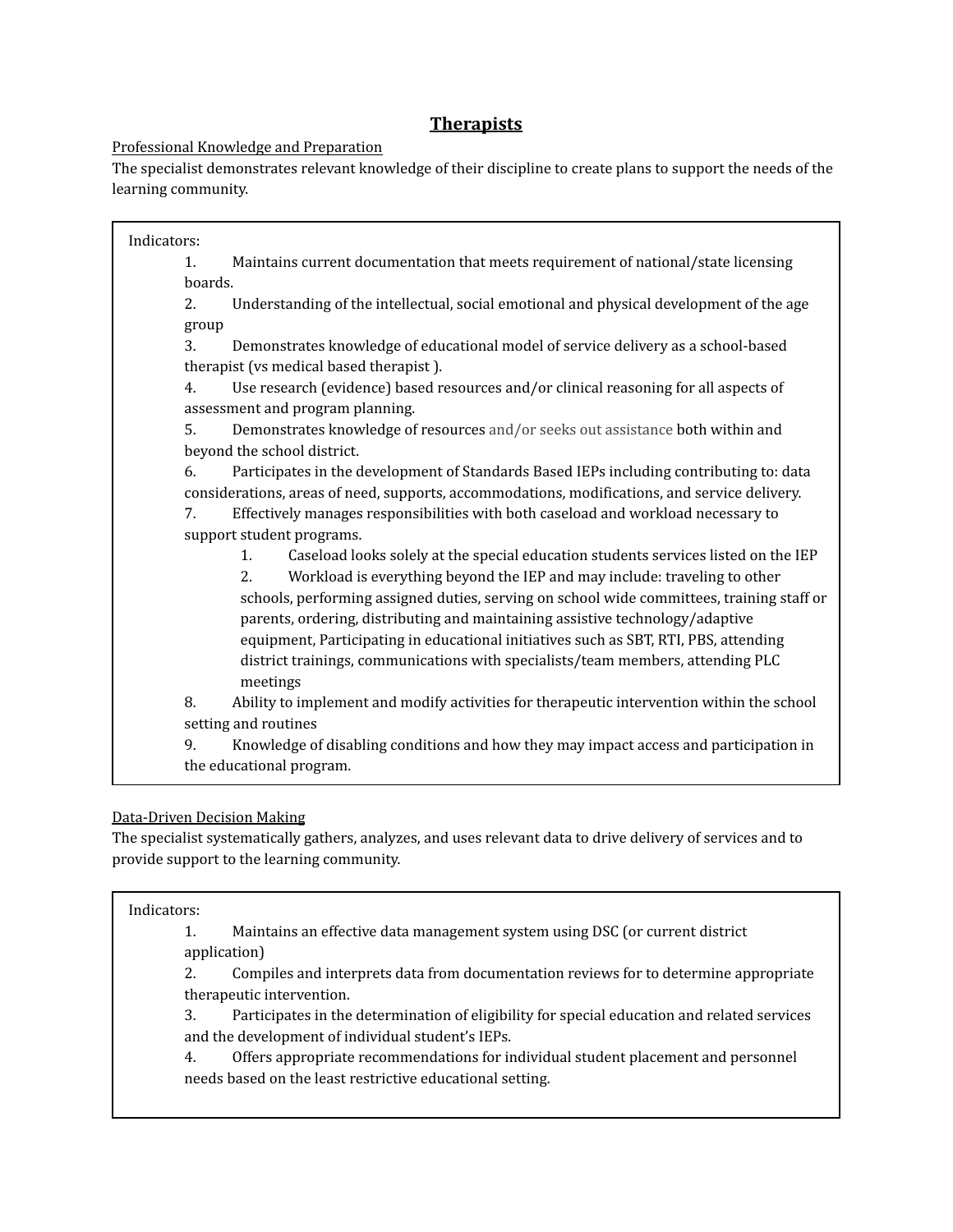# Therapists

Professional Knowledge and Preparation

The specialist demonstrates relevant knowledge of their discipline to create plans to support the needs of the learning community.

Indicators:

1. Maintains current documentation that meets requirement of national/state licensing boards.
2. Understanding of the intellectual, social emotional and physical development of the age group
3. Demonstrates knowledge of educational model of service delivery as a school-based therapist (vs medical based therapist ).
4. Use research (evidence) based resources and/or clinical reasoning for all aspects of assessment and program planning.
5. Demonstrates knowledge of resources and/or seeks out assistance both within and beyond the school district.
6. Participates in the development of Standards Based IEPs including contributing to: data considerations, areas of need, supports, accommodations, modifications, and service delivery.
7. Effectively manages responsibilities with both caseload and workload necessary to support student programs.
    1. Caseload looks solely at the special education students services listed on the IEP
    2. Workload is everything beyond the IEP and may include: traveling to other schools, performing assigned duties, serving on school wide committees, training staff or parents, ordering, distributing and maintaining assistive technology/adaptive equipment, Participating in educational initiatives such as SBT, RTI, PBS, attending district trainings, communications with specialists/team members, attending PLC meetings
8. Ability to implement and modify activities for therapeutic intervention within the school setting and routines
9. Knowledge of disabling conditions and how they may impact access and participation in the educational program.

Data-Driven Decision Making

The specialist systematically gathers, analyzes, and uses relevant data to drive delivery of services and to provide support to the learning community.

Indicators:

1. Maintains an effective data management system using DSC (or current district application)
2. Compiles and interprets data from documentation reviews for to determine appropriate therapeutic intervention.
3. Participates in the determination of eligibility for special education and related services and the development of individual student's IEPs.
4. Offers appropriate recommendations for individual student placement and personnel needs based on the least restrictive educational setting.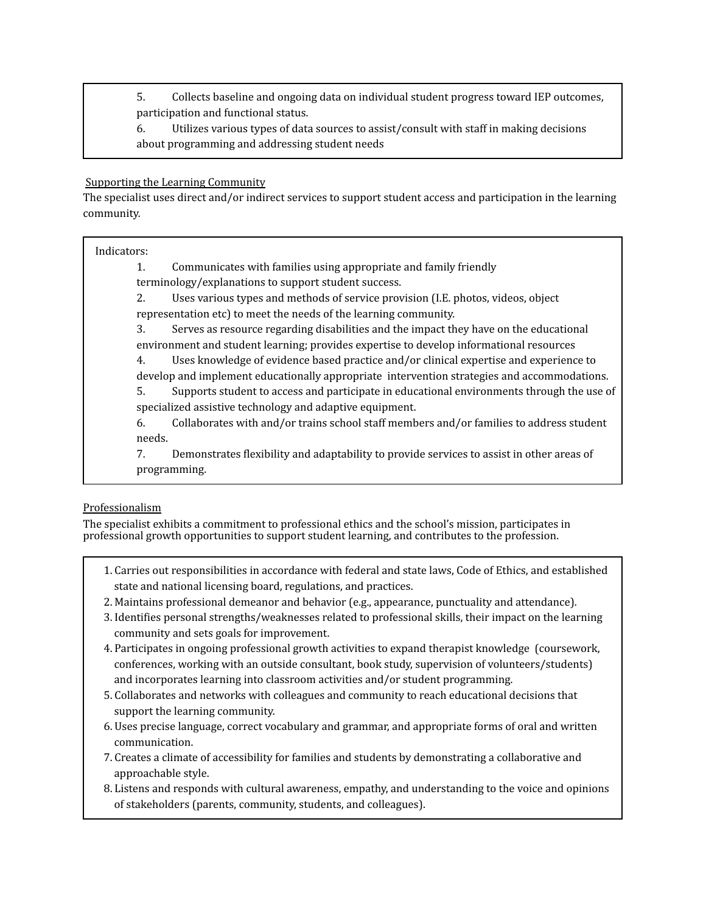5. Collects baseline and ongoing data on individual student progress toward IEP outcomes, participation and functional status.
6. Utilizes various types of data sources to assist/consult with staff in making decisions about programming and addressing student needs

<u>Supporting the Learning Community</u>

The specialist uses direct and/or indirect services to support student access and participation in the learning community.

Indicators:

1. Communicates with families using appropriate and family friendly terminology/explanations to support student success.
2. Uses various types and methods of service provision (I.E. photos, videos, object representation etc) to meet the needs of the learning community.
3. Serves as resource regarding disabilities and the impact they have on the educational environment and student learning; provides expertise to develop informational resources
4. Uses knowledge of evidence based practice and/or clinical expertise and experience to develop and implement educationally appropriate intervention strategies and accommodations.
5. Supports student to access and participate in educational environments through the use of specialized assistive technology and adaptive equipment.
6. Collaborates with and/or trains school staff members and/or families to address student needs.
7. Demonstrates flexibility and adaptability to provide services to assist in other areas of programming.

<u>Professionalism</u>

The specialist exhibits a commitment to professional ethics and the school's mission, participates in professional growth opportunities to support student learning, and contributes to the profession.

1. Carries out responsibilities in accordance with federal and state laws, Code of Ethics, and established state and national licensing board, regulations, and practices.
2. Maintains professional demeanor and behavior (e.g., appearance, punctuality and attendance).
3. Identifies personal strengths/weaknesses related to professional skills, their impact on the learning community and sets goals for improvement.
4. Participates in ongoing professional growth activities to expand therapist knowledge (coursework, conferences, working with an outside consultant, book study, supervision of volunteers/students) and incorporates learning into classroom activities and/or student programming.
5. Collaborates and networks with colleagues and community to reach educational decisions that support the learning community.
6. Uses precise language, correct vocabulary and grammar, and appropriate forms of oral and written communication.
7. Creates a climate of accessibility for families and students by demonstrating a collaborative and approachable style.
8. Listens and responds with cultural awareness, empathy, and understanding to the voice and opinions of stakeholders (parents, community, students, and colleagues).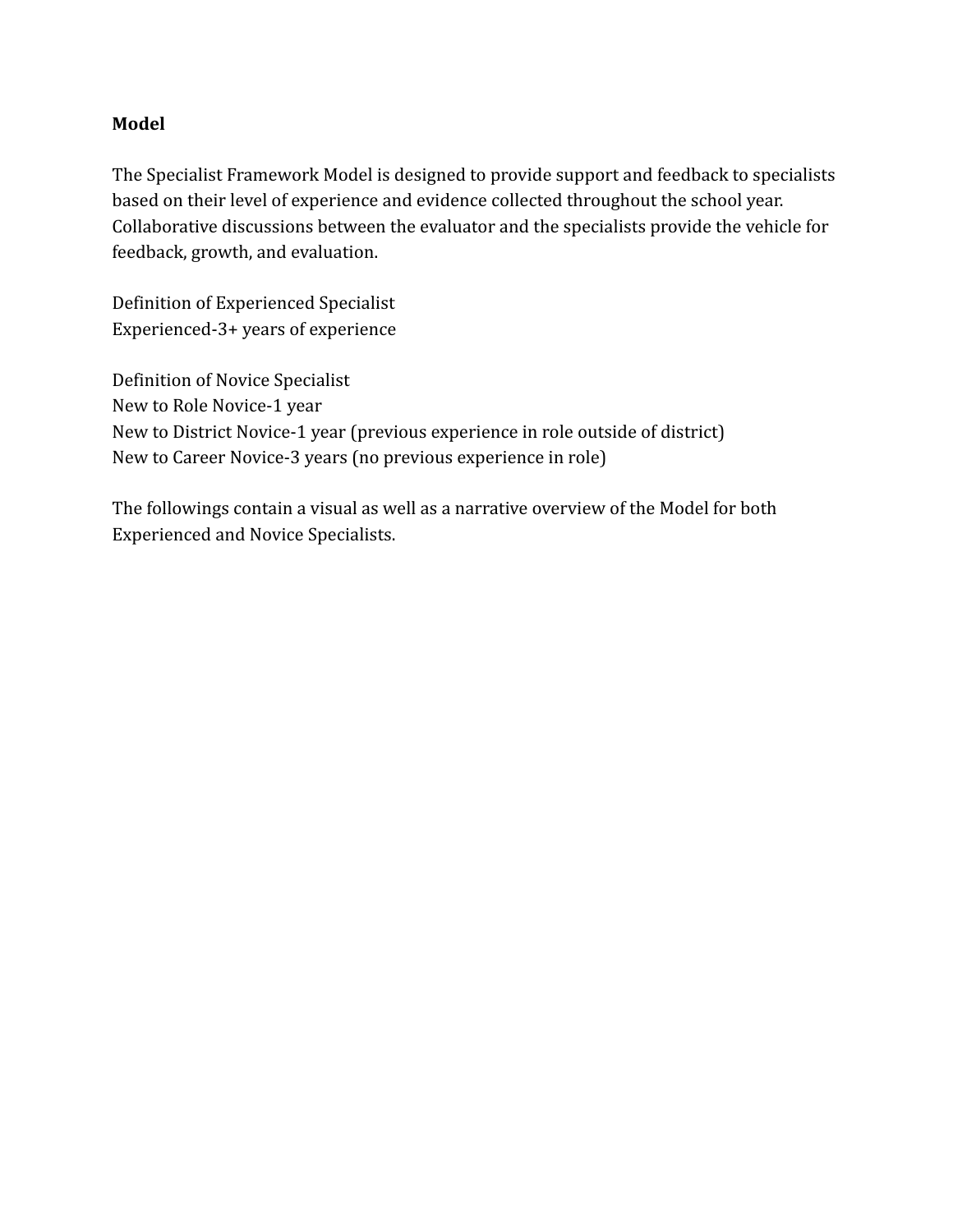**Model**

The Specialist Framework Model is designed to provide support and feedback to specialists based on their level of experience and evidence collected throughout the school year. Collaborative discussions between the evaluator and the specialists provide the vehicle for feedback, growth, and evaluation.

Definition of Experienced Specialist
Experienced-3+ years of experience

Definition of Novice Specialist
New to Role Novice-1 year
New to District Novice-1 year (previous experience in role outside of district)
New to Career Novice-3 years (no previous experience in role)

The followings contain a visual as well as a narrative overview of the Model for both Experienced and Novice Specialists.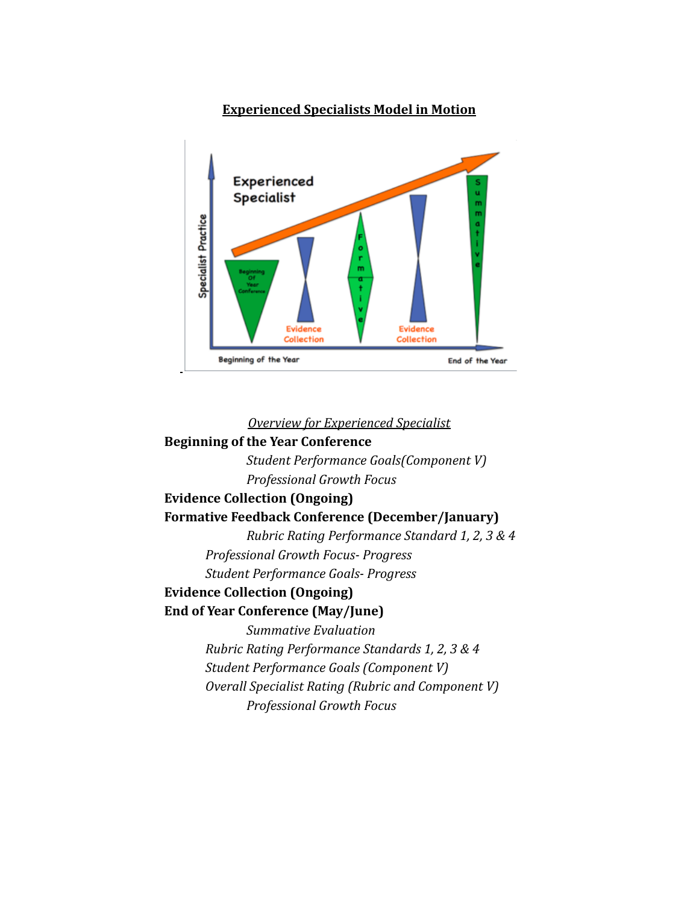# Experienced Specialists Model in Motion

*Overview for Experienced Specialist*

**Beginning of the Year Conference**

*Student Performance Goals(Component V)*

*Professional Growth Focus*

**Evidence Collection (Ongoing)**

**Formative Feedback Conference (December/January)**

*Rubric Rating Performance Standard 1, 2, 3 & 4*

*Professional Growth Focus- Progress*

*Student Performance Goals- Progress*

**Evidence Collection (Ongoing)**

**End of Year Conference (May/June)**

*Summative Evaluation*

*Rubric Rating Performance Standards 1, 2, 3 & 4*

*Student Performance Goals (Component V)*

*Overall Specialist Rating (Rubric and Component V)*

*Professional Growth Focus*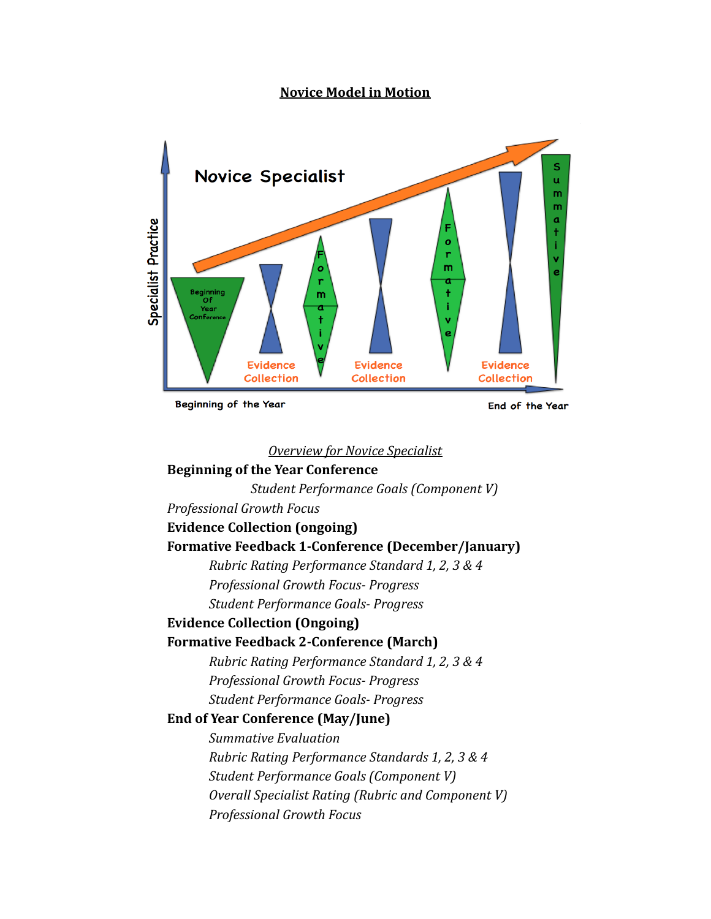# Novice Model in Motion

*Overview for Novice Specialist*

**Beginning of the Year Conference**

*Student Performance Goals (Component V)*

*Professional Growth Focus*

**Evidence Collection (ongoing)**

**Formative Feedback 1-Conference (December/January)**

- *Rubric Rating Performance Standard 1, 2, 3 & 4*
- *Professional Growth Focus- Progress*
- *Student Performance Goals- Progress*

**Evidence Collection (Ongoing)**

**Formative Feedback 2-Conference (March)**

- *Rubric Rating Performance Standard 1, 2, 3 & 4*
- *Professional Growth Focus- Progress*
- *Student Performance Goals- Progress*

**End of Year Conference (May/June)**

- *Summative Evaluation*
- *Rubric Rating Performance Standards 1, 2, 3 & 4*
- *Student Performance Goals (Component V)*
- *Overall Specialist Rating (Rubric and Component V)*
- *Professional Growth Focus*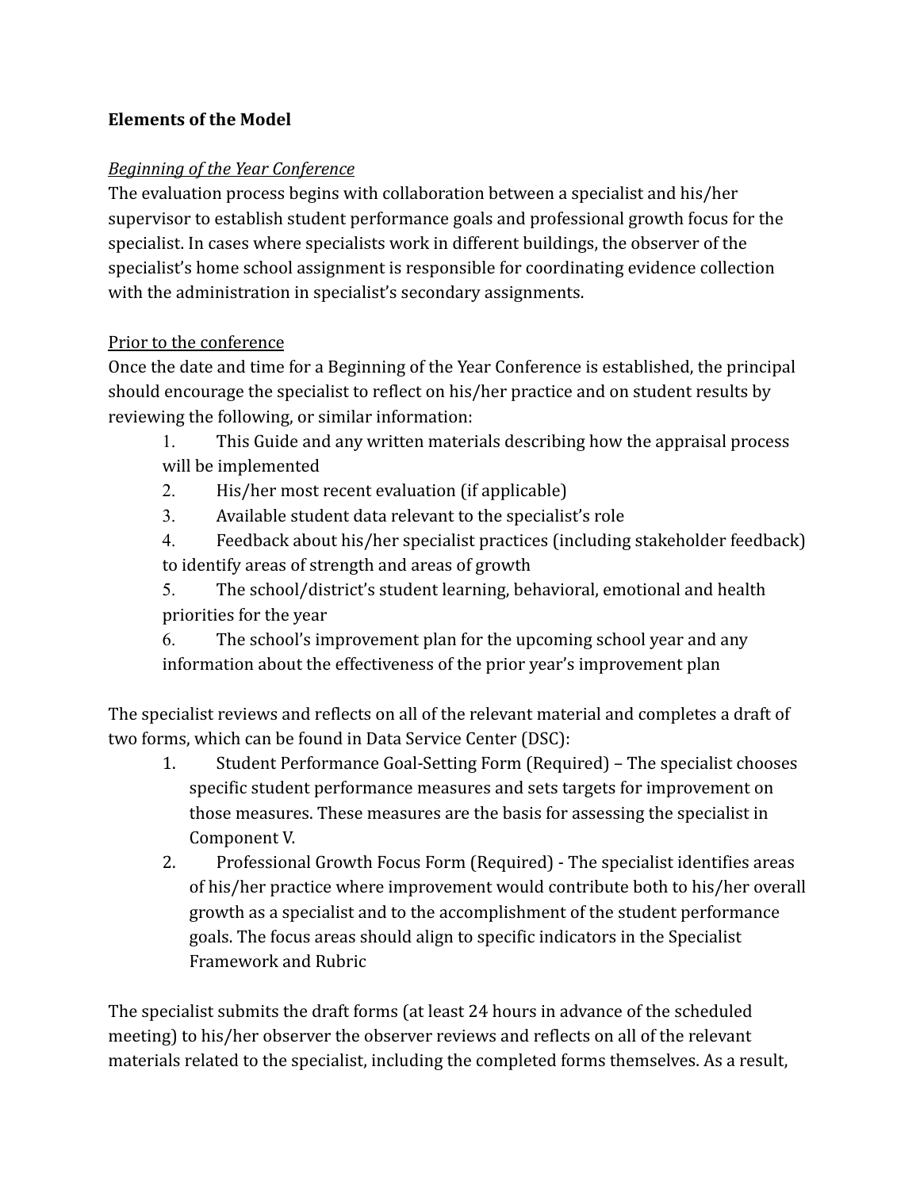**Elements of the Model**

*Beginning of the Year Conference*

The evaluation process begins with collaboration between a specialist and his/her supervisor to establish student performance goals and professional growth focus for the specialist. In cases where specialists work in different buildings, the observer of the specialist's home school assignment is responsible for coordinating evidence collection with the administration in specialist's secondary assignments.

Prior to the conference

Once the date and time for a Beginning of the Year Conference is established, the principal should encourage the specialist to reflect on his/her practice and on student results by reviewing the following, or similar information:

1. This Guide and any written materials describing how the appraisal process will be implemented
2. His/her most recent evaluation (if applicable)
3. Available student data relevant to the specialist's role
4. Feedback about his/her specialist practices (including stakeholder feedback) to identify areas of strength and areas of growth
5. The school/district's student learning, behavioral, emotional and health priorities for the year
6. The school's improvement plan for the upcoming school year and any information about the effectiveness of the prior year's improvement plan

The specialist reviews and reflects on all of the relevant material and completes a draft of two forms, which can be found in Data Service Center (DSC):

1. Student Performance Goal-Setting Form (Required) – The specialist chooses specific student performance measures and sets targets for improvement on those measures. These measures are the basis for assessing the specialist in Component V.
2. Professional Growth Focus Form (Required) - The specialist identifies areas of his/her practice where improvement would contribute both to his/her overall growth as a specialist and to the accomplishment of the student performance goals. The focus areas should align to specific indicators in the Specialist Framework and Rubric

The specialist submits the draft forms (at least 24 hours in advance of the scheduled meeting) to his/her observer the observer reviews and reflects on all of the relevant materials related to the specialist, including the completed forms themselves. As a result,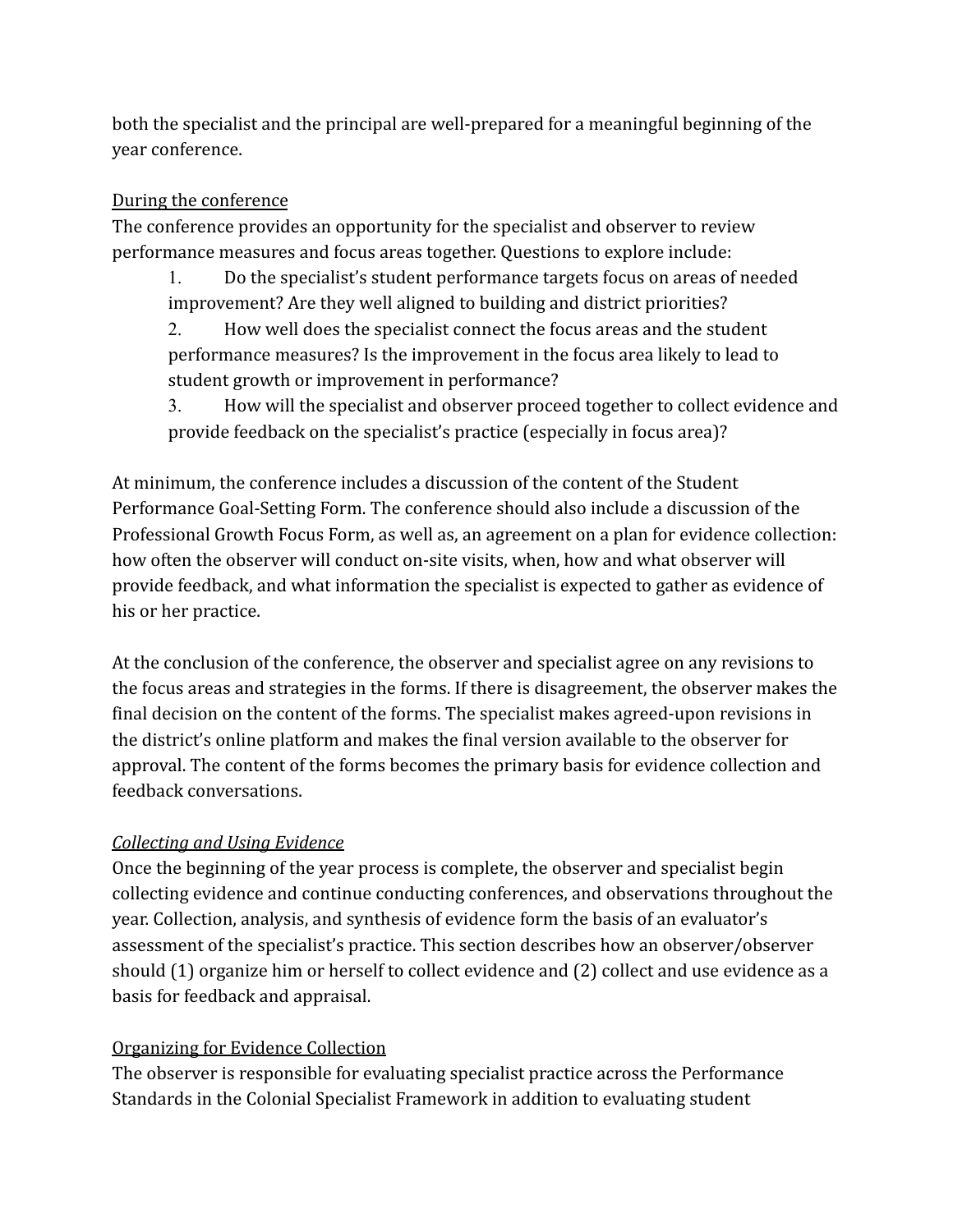both the specialist and the principal are well-prepared for a meaningful beginning of the year conference.

<u>During the conference</u>

The conference provides an opportunity for the specialist and observer to review performance measures and focus areas together. Questions to explore include:

1. Do the specialist's student performance targets focus on areas of needed improvement? Are they well aligned to building and district priorities?
2. How well does the specialist connect the focus areas and the student performance measures? Is the improvement in the focus area likely to lead to student growth or improvement in performance?
3. How will the specialist and observer proceed together to collect evidence and provide feedback on the specialist's practice (especially in focus area)?

At minimum, the conference includes a discussion of the content of the Student Performance Goal-Setting Form. The conference should also include a discussion of the Professional Growth Focus Form, as well as, an agreement on a plan for evidence collection: how often the observer will conduct on-site visits, when, how and what observer will provide feedback, and what information the specialist is expected to gather as evidence of his or her practice.

At the conclusion of the conference, the observer and specialist agree on any revisions to the focus areas and strategies in the forms. If there is disagreement, the observer makes the final decision on the content of the forms. The specialist makes agreed-upon revisions in the district's online platform and makes the final version available to the observer for approval. The content of the forms becomes the primary basis for evidence collection and feedback conversations.

*<u>Collecting and Using Evidence</u>*

Once the beginning of the year process is complete, the observer and specialist begin collecting evidence and continue conducting conferences, and observations throughout the year. Collection, analysis, and synthesis of evidence form the basis of an evaluator's assessment of the specialist's practice. This section describes how an observer/observer should (1) organize him or herself to collect evidence and (2) collect and use evidence as a basis for feedback and appraisal.

<u>Organizing for Evidence Collection</u>

The observer is responsible for evaluating specialist practice across the Performance Standards in the Colonial Specialist Framework in addition to evaluating student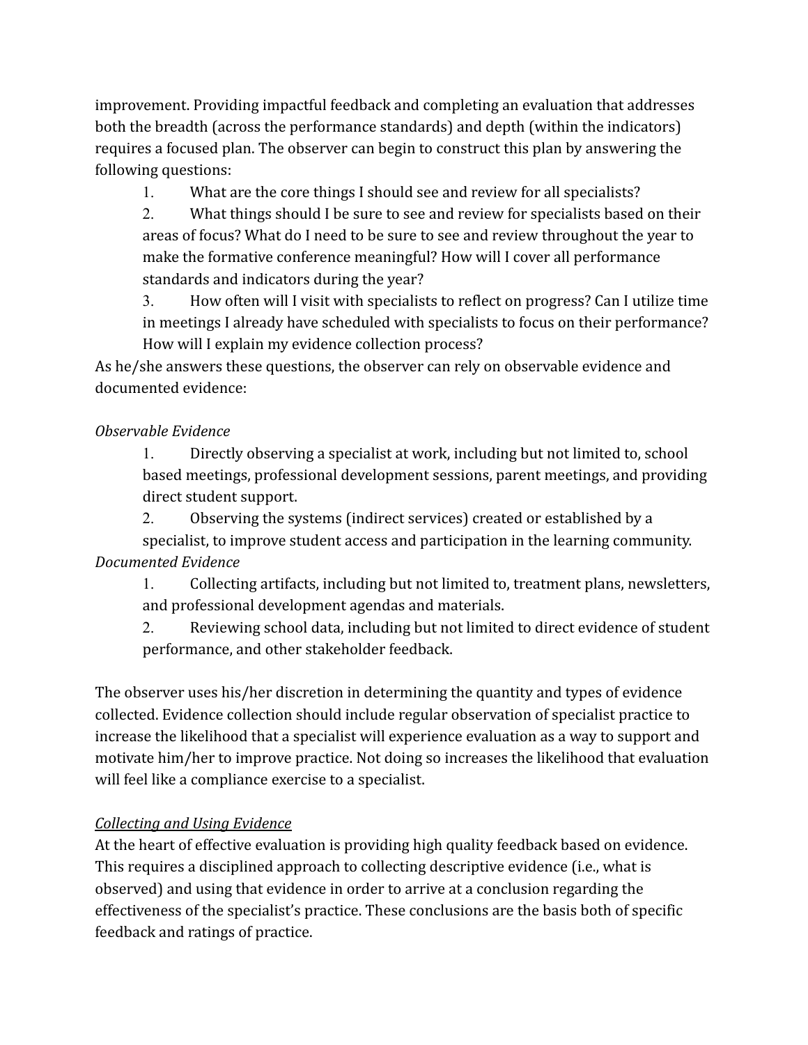improvement. Providing impactful feedback and completing an evaluation that addresses both the breadth (across the performance standards) and depth (within the indicators) requires a focused plan. The observer can begin to construct this plan by answering the following questions:

1. What are the core things I should see and review for all specialists?
2. What things should I be sure to see and review for specialists based on their areas of focus? What do I need to be sure to see and review throughout the year to make the formative conference meaningful? How will I cover all performance standards and indicators during the year?
3. How often will I visit with specialists to reflect on progress? Can I utilize time in meetings I already have scheduled with specialists to focus on their performance? How will I explain my evidence collection process?

As he/she answers these questions, the observer can rely on observable evidence and documented evidence:

*Observable Evidence*

1. Directly observing a specialist at work, including but not limited to, school based meetings, professional development sessions, parent meetings, and providing direct student support.
2. Observing the systems (indirect services) created or established by a specialist, to improve student access and participation in the learning community.

*Documented Evidence*

1. Collecting artifacts, including but not limited to, treatment plans, newsletters, and professional development agendas and materials.
2. Reviewing school data, including but not limited to direct evidence of student performance, and other stakeholder feedback.

The observer uses his/her discretion in determining the quantity and types of evidence collected. Evidence collection should include regular observation of specialist practice to increase the likelihood that a specialist will experience evaluation as a way to support and motivate him/her to improve practice. Not doing so increases the likelihood that evaluation will feel like a compliance exercise to a specialist.

*Collecting and Using Evidence*

At the heart of effective evaluation is providing high quality feedback based on evidence. This requires a disciplined approach to collecting descriptive evidence (i.e., what is observed) and using that evidence in order to arrive at a conclusion regarding the effectiveness of the specialist's practice. These conclusions are the basis both of specific feedback and ratings of practice.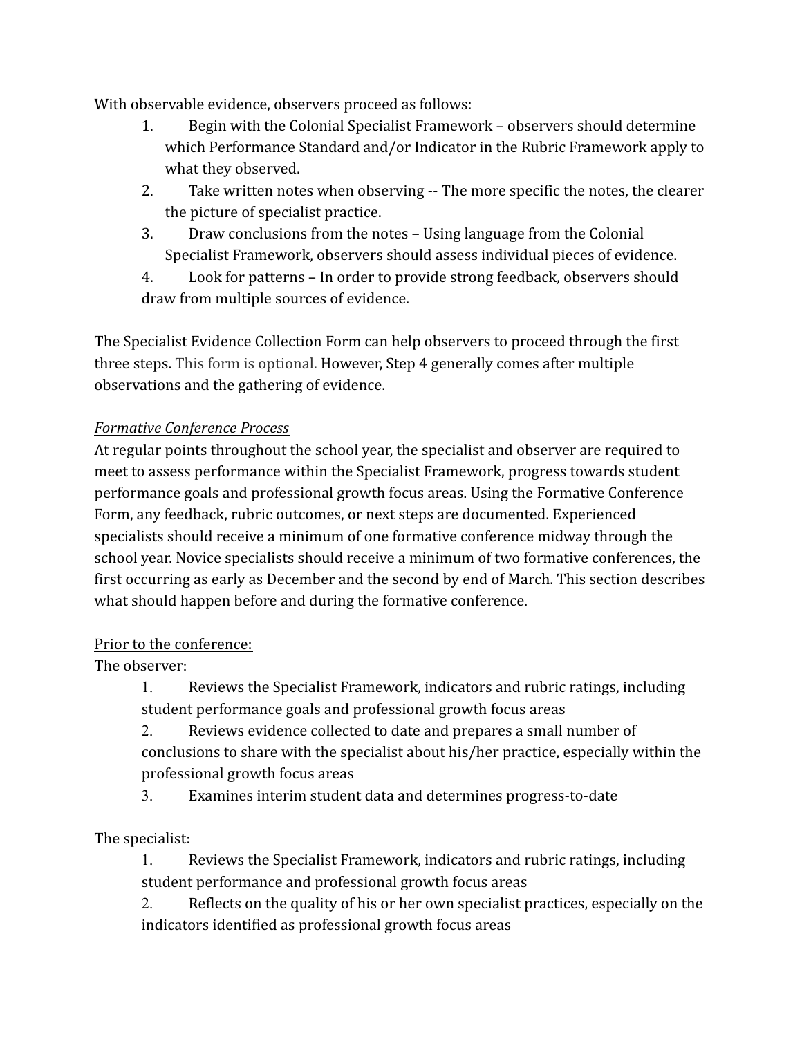With observable evidence, observers proceed as follows:

1. Begin with the Colonial Specialist Framework – observers should determine which Performance Standard and/or Indicator in the Rubric Framework apply to what they observed.
2. Take written notes when observing -- The more specific the notes, the clearer the picture of specialist practice.
3. Draw conclusions from the notes – Using language from the Colonial Specialist Framework, observers should assess individual pieces of evidence.
4. Look for patterns – In order to provide strong feedback, observers should draw from multiple sources of evidence.

The Specialist Evidence Collection Form can help observers to proceed through the first three steps. This form is optional. However, Step 4 generally comes after multiple observations and the gathering of evidence.

*Formative Conference Process*

At regular points throughout the school year, the specialist and observer are required to meet to assess performance within the Specialist Framework, progress towards student performance goals and professional growth focus areas. Using the Formative Conference Form, any feedback, rubric outcomes, or next steps are documented. Experienced specialists should receive a minimum of one formative conference midway through the school year. Novice specialists should receive a minimum of two formative conferences, the first occurring as early as December and the second by end of March. This section describes what should happen before and during the formative conference.

Prior to the conference:

The observer:

1. Reviews the Specialist Framework, indicators and rubric ratings, including student performance goals and professional growth focus areas
2. Reviews evidence collected to date and prepares a small number of conclusions to share with the specialist about his/her practice, especially within the professional growth focus areas
3. Examines interim student data and determines progress-to-date

The specialist:

1. Reviews the Specialist Framework, indicators and rubric ratings, including student performance and professional growth focus areas
2. Reflects on the quality of his or her own specialist practices, especially on the indicators identified as professional growth focus areas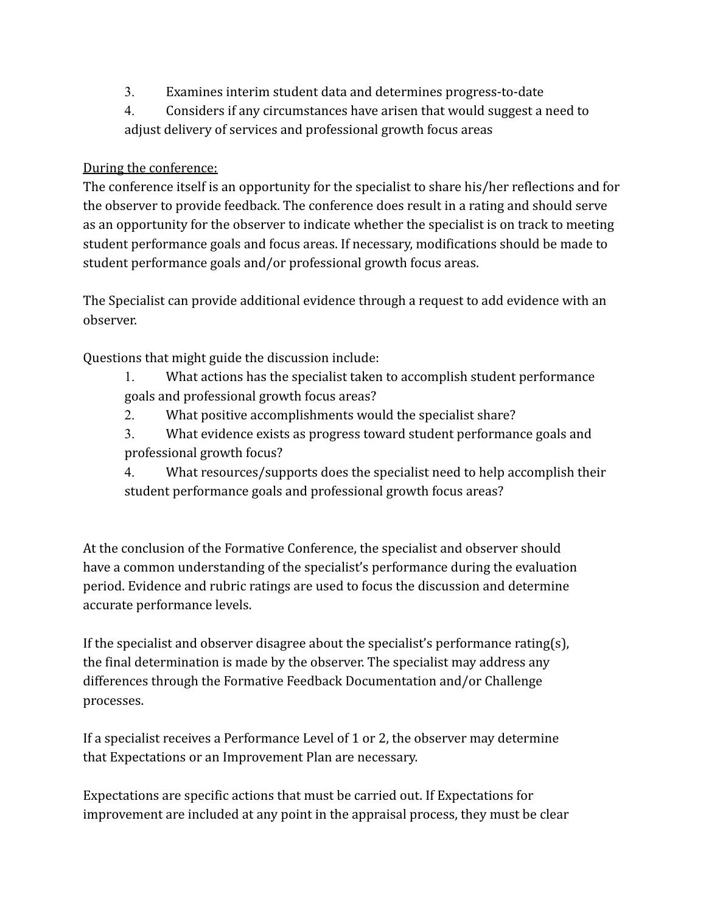3. Examines interim student data and determines progress-to-date
4. Considers if any circumstances have arisen that would suggest a need to adjust delivery of services and professional growth focus areas

<u>During the conference:</u>
The conference itself is an opportunity for the specialist to share his/her reflections and for the observer to provide feedback. The conference does result in a rating and should serve as an opportunity for the observer to indicate whether the specialist is on track to meeting student performance goals and focus areas. If necessary, modifications should be made to student performance goals and/or professional growth focus areas.

The Specialist can provide additional evidence through a request to add evidence with an observer.

Questions that might guide the discussion include:

1. What actions has the specialist taken to accomplish student performance goals and professional growth focus areas?
2. What positive accomplishments would the specialist share?
3. What evidence exists as progress toward student performance goals and professional growth focus?
4. What resources/supports does the specialist need to help accomplish their student performance goals and professional growth focus areas?

At the conclusion of the Formative Conference, the specialist and observer should have a common understanding of the specialist's performance during the evaluation period. Evidence and rubric ratings are used to focus the discussion and determine accurate performance levels.

If the specialist and observer disagree about the specialist's performance rating(s), the final determination is made by the observer. The specialist may address any differences through the Formative Feedback Documentation and/or Challenge processes.

If a specialist receives a Performance Level of 1 or 2, the observer may determine that Expectations or an Improvement Plan are necessary.

Expectations are specific actions that must be carried out. If Expectations for improvement are included at any point in the appraisal process, they must be clear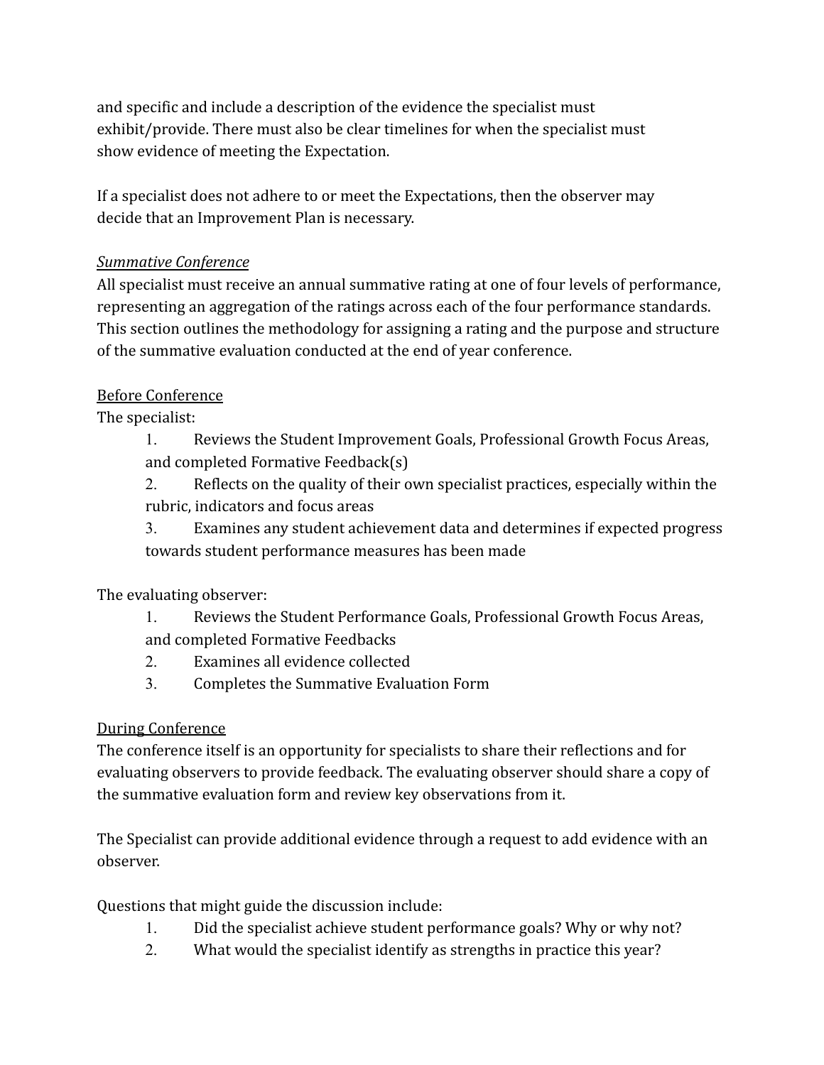and specific and include a description of the evidence the specialist must exhibit/provide. There must also be clear timelines for when the specialist must show evidence of meeting the Expectation.

If a specialist does not adhere to or meet the Expectations, then the observer may decide that an Improvement Plan is necessary.

*Summative Conference*

All specialist must receive an annual summative rating at one of four levels of performance, representing an aggregation of the ratings across each of the four performance standards. This section outlines the methodology for assigning a rating and the purpose and structure of the summative evaluation conducted at the end of year conference.

Before Conference

The specialist:

1. Reviews the Student Improvement Goals, Professional Growth Focus Areas, and completed Formative Feedback(s)
2. Reflects on the quality of their own specialist practices, especially within the rubric, indicators and focus areas
3. Examines any student achievement data and determines if expected progress towards student performance measures has been made

The evaluating observer:

1. Reviews the Student Performance Goals, Professional Growth Focus Areas, and completed Formative Feedbacks
2. Examines all evidence collected
3. Completes the Summative Evaluation Form

During Conference

The conference itself is an opportunity for specialists to share their reflections and for evaluating observers to provide feedback. The evaluating observer should share a copy of the summative evaluation form and review key observations from it.

The Specialist can provide additional evidence through a request to add evidence with an observer.

Questions that might guide the discussion include:

1. Did the specialist achieve student performance goals? Why or why not?
2. What would the specialist identify as strengths in practice this year?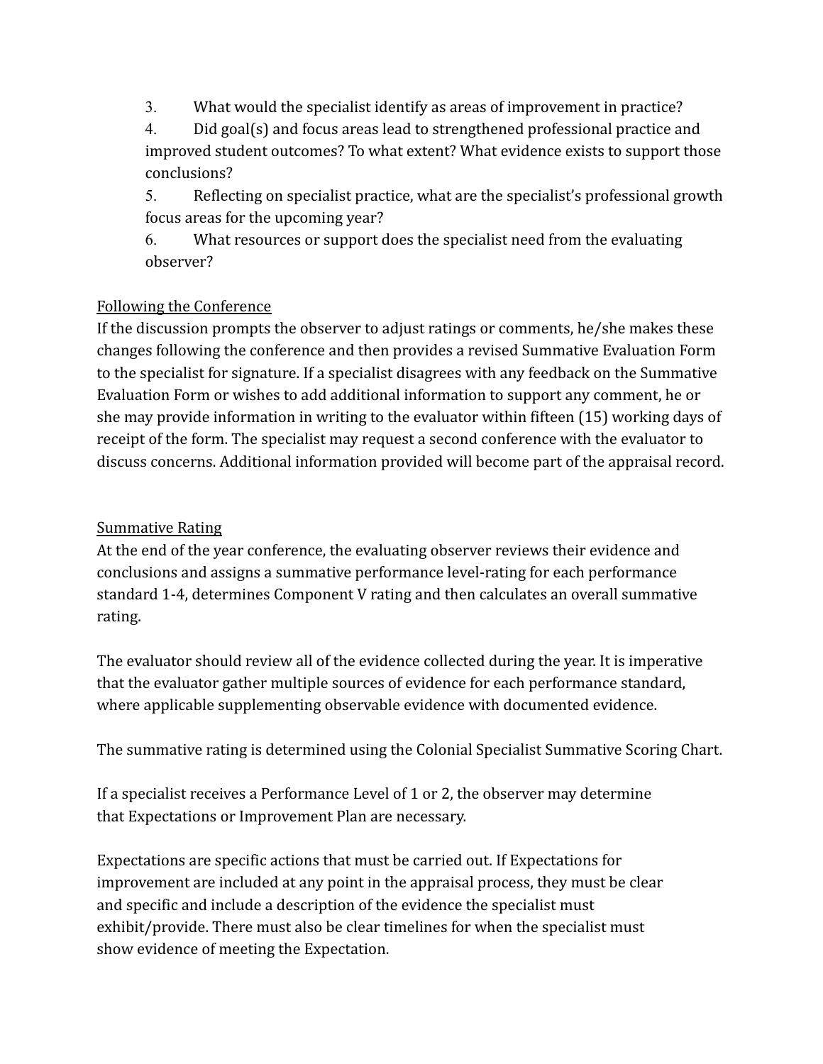3. What would the specialist identify as areas of improvement in practice?
4. Did goal(s) and focus areas lead to strengthened professional practice and improved student outcomes? To what extent? What evidence exists to support those conclusions?
5. Reflecting on specialist practice, what are the specialist's professional growth focus areas for the upcoming year?
6. What resources or support does the specialist need from the evaluating observer?

<u>Following the Conference</u>

If the discussion prompts the observer to adjust ratings or comments, he/she makes these changes following the conference and then provides a revised Summative Evaluation Form to the specialist for signature. If a specialist disagrees with any feedback on the Summative Evaluation Form or wishes to add additional information to support any comment, he or she may provide information in writing to the evaluator within fifteen (15) working days of receipt of the form. The specialist may request a second conference with the evaluator to discuss concerns. Additional information provided will become part of the appraisal record.

<u>Summative Rating</u>

At the end of the year conference, the evaluating observer reviews their evidence and conclusions and assigns a summative performance level-rating for each performance standard 1-4, determines Component V rating and then calculates an overall summative rating.

The evaluator should review all of the evidence collected during the year. It is imperative that the evaluator gather multiple sources of evidence for each performance standard, where applicable supplementing observable evidence with documented evidence.

The summative rating is determined using the Colonial Specialist Summative Scoring Chart.

If a specialist receives a Performance Level of 1 or 2, the observer may determine that Expectations or Improvement Plan are necessary.

Expectations are specific actions that must be carried out. If Expectations for improvement are included at any point in the appraisal process, they must be clear and specific and include a description of the evidence the specialist must exhibit/provide. There must also be clear timelines for when the specialist must show evidence of meeting the Expectation.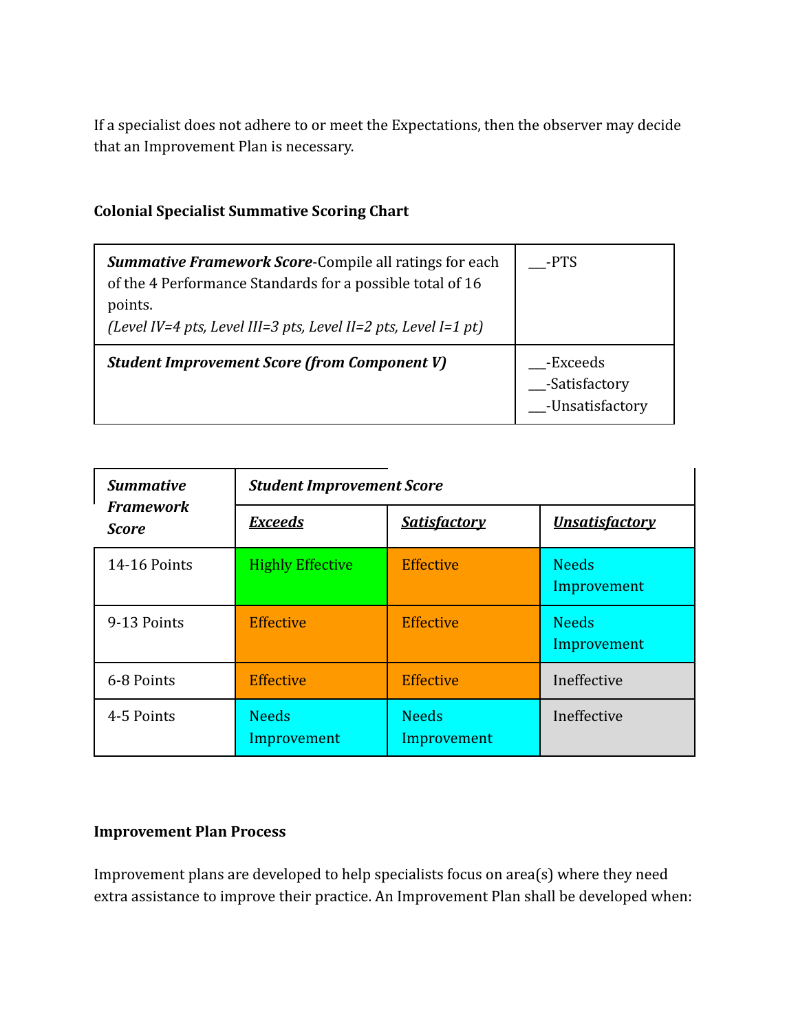If a specialist does not adhere to or meet the Expectations, then the observer may decide that an Improvement Plan is necessary.

**Colonial Specialist Summative Scoring Chart**

| | |
|---|---|
| ***Summative Framework Score***-Compile all ratings for each of the 4 Performance Standards for a possible total of 16 points.<br>*(Level IV=4 pts, Level III=3 pts, Level II=2 pts, Level I=1 pt)* | ___-PTS |
| ***Student Improvement Score (from Component V)*** | ___-Exceeds<br>___-Satisfactory<br>___-Unsatisfactory |

| ***Summative Framework Score*** | ***Student Improvement Score*** | | |
|---|---|---|---|
| | ***Exceeds*** | ***Satisfactory*** | ***Unsatisfactory*** |
| 14-16 Points | Highly Effective | Effective | Needs Improvement |
| 9-13 Points | Effective | Effective | Needs Improvement |
| 6-8 Points | Effective | Effective | Ineffective |
| 4-5 Points | Needs Improvement | Needs Improvement | Ineffective |

**Improvement Plan Process**

Improvement plans are developed to help specialists focus on area(s) where they need extra assistance to improve their practice. An Improvement Plan shall be developed when: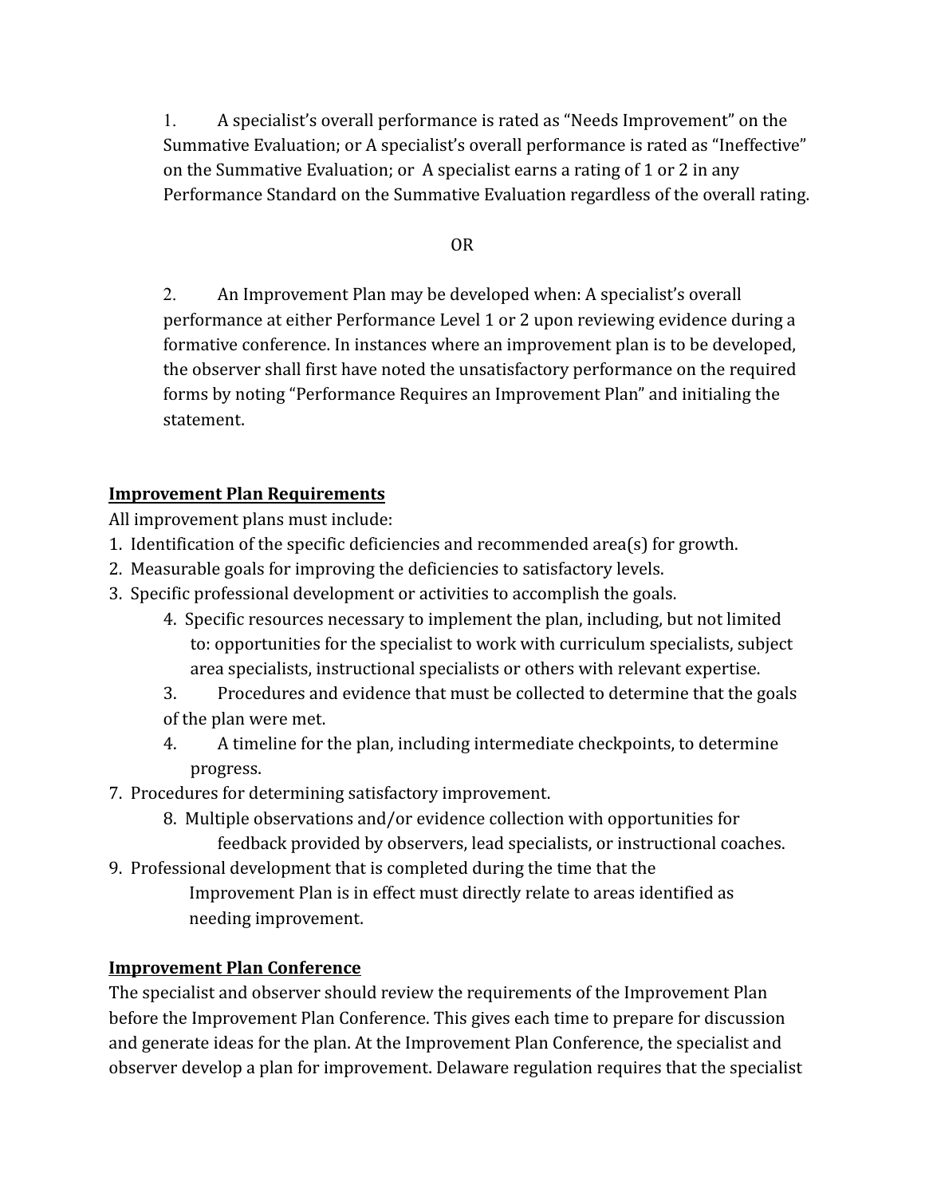1. A specialist's overall performance is rated as "Needs Improvement" on the Summative Evaluation; or A specialist's overall performance is rated as "Ineffective" on the Summative Evaluation; or A specialist earns a rating of 1 or 2 in any Performance Standard on the Summative Evaluation regardless of the overall rating.

OR

2. An Improvement Plan may be developed when: A specialist's overall performance at either Performance Level 1 or 2 upon reviewing evidence during a formative conference. In instances where an improvement plan is to be developed, the observer shall first have noted the unsatisfactory performance on the required forms by noting "Performance Requires an Improvement Plan" and initialing the statement.

**Improvement Plan Requirements**

All improvement plans must include:

1. Identification of the specific deficiencies and recommended area(s) for growth.
2. Measurable goals for improving the deficiencies to satisfactory levels.
3. Specific professional development or activities to accomplish the goals.
4. Specific resources necessary to implement the plan, including, but not limited to: opportunities for the specialist to work with curriculum specialists, subject area specialists, instructional specialists or others with relevant expertise.
3. Procedures and evidence that must be collected to determine that the goals of the plan were met.
4. A timeline for the plan, including intermediate checkpoints, to determine progress.
7. Procedures for determining satisfactory improvement.
8. Multiple observations and/or evidence collection with opportunities for feedback provided by observers, lead specialists, or instructional coaches.
9. Professional development that is completed during the time that the Improvement Plan is in effect must directly relate to areas identified as needing improvement.

**Improvement Plan Conference**

The specialist and observer should review the requirements of the Improvement Plan before the Improvement Plan Conference. This gives each time to prepare for discussion and generate ideas for the plan. At the Improvement Plan Conference, the specialist and observer develop a plan for improvement. Delaware regulation requires that the specialist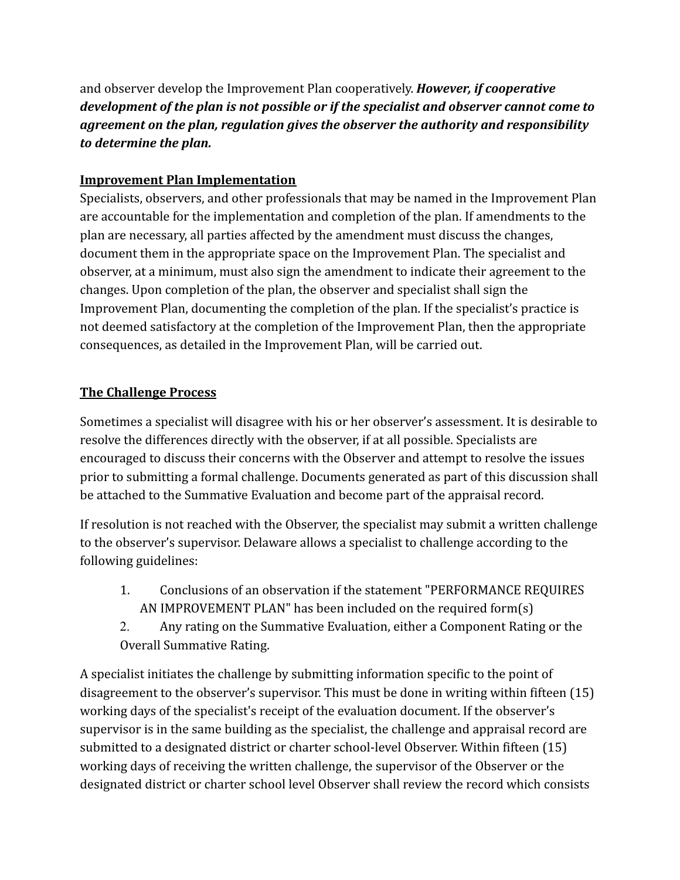and observer develop the Improvement Plan cooperatively. ***However, if cooperative development of the plan is not possible or if the specialist and observer cannot come to agreement on the plan, regulation gives the observer the authority and responsibility to determine the plan.***

**Improvement Plan Implementation**

Specialists, observers, and other professionals that may be named in the Improvement Plan are accountable for the implementation and completion of the plan. If amendments to the plan are necessary, all parties affected by the amendment must discuss the changes, document them in the appropriate space on the Improvement Plan. The specialist and observer, at a minimum, must also sign the amendment to indicate their agreement to the changes. Upon completion of the plan, the observer and specialist shall sign the Improvement Plan, documenting the completion of the plan. If the specialist's practice is not deemed satisfactory at the completion of the Improvement Plan, then the appropriate consequences, as detailed in the Improvement Plan, will be carried out.

**The Challenge Process**

Sometimes a specialist will disagree with his or her observer's assessment. It is desirable to resolve the differences directly with the observer, if at all possible. Specialists are encouraged to discuss their concerns with the Observer and attempt to resolve the issues prior to submitting a formal challenge. Documents generated as part of this discussion shall be attached to the Summative Evaluation and become part of the appraisal record.

If resolution is not reached with the Observer, the specialist may submit a written challenge to the observer's supervisor. Delaware allows a specialist to challenge according to the following guidelines:

1. Conclusions of an observation if the statement "PERFORMANCE REQUIRES AN IMPROVEMENT PLAN" has been included on the required form(s)
2. Any rating on the Summative Evaluation, either a Component Rating or the Overall Summative Rating.

A specialist initiates the challenge by submitting information specific to the point of disagreement to the observer's supervisor. This must be done in writing within fifteen (15) working days of the specialist's receipt of the evaluation document. If the observer's supervisor is in the same building as the specialist, the challenge and appraisal record are submitted to a designated district or charter school-level Observer. Within fifteen (15) working days of receiving the written challenge, the supervisor of the Observer or the designated district or charter school level Observer shall review the record which consists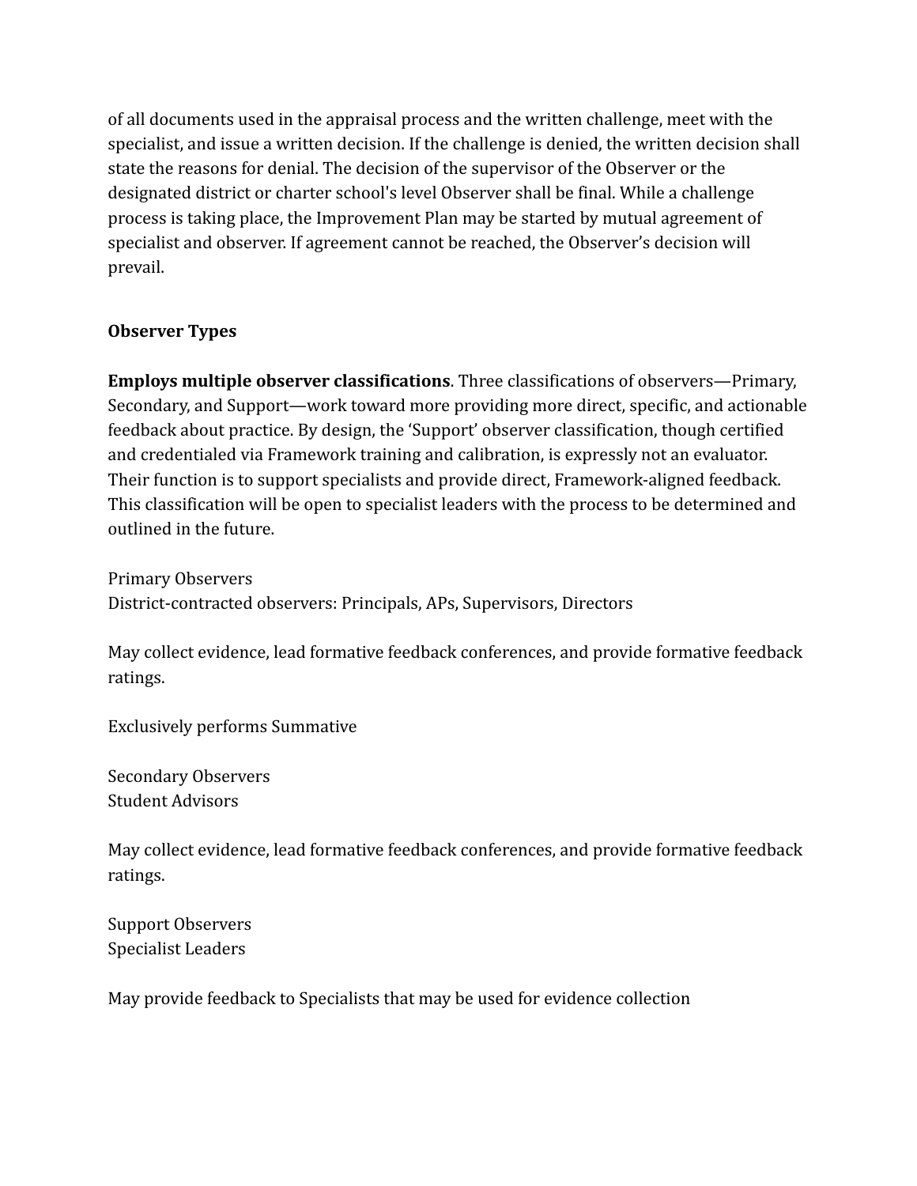of all documents used in the appraisal process and the written challenge, meet with the specialist, and issue a written decision. If the challenge is denied, the written decision shall state the reasons for denial. The decision of the supervisor of the Observer or the designated district or charter school's level Observer shall be final. While a challenge process is taking place, the Improvement Plan may be started by mutual agreement of specialist and observer. If agreement cannot be reached, the Observer's decision will prevail.

**Observer Types**

**Employs multiple observer classifications**. Three classifications of observers—Primary, Secondary, and Support—work toward more providing more direct, specific, and actionable feedback about practice. By design, the 'Support' observer classification, though certified and credentialed via Framework training and calibration, is expressly not an evaluator. Their function is to support specialists and provide direct, Framework-aligned feedback. This classification will be open to specialist leaders with the process to be determined and outlined in the future.

Primary Observers
District-contracted observers: Principals, APs, Supervisors, Directors

May collect evidence, lead formative feedback conferences, and provide formative feedback ratings.

Exclusively performs Summative

Secondary Observers
Student Advisors

May collect evidence, lead formative feedback conferences, and provide formative feedback ratings.

Support Observers
Specialist Leaders

May provide feedback to Specialists that may be used for evidence collection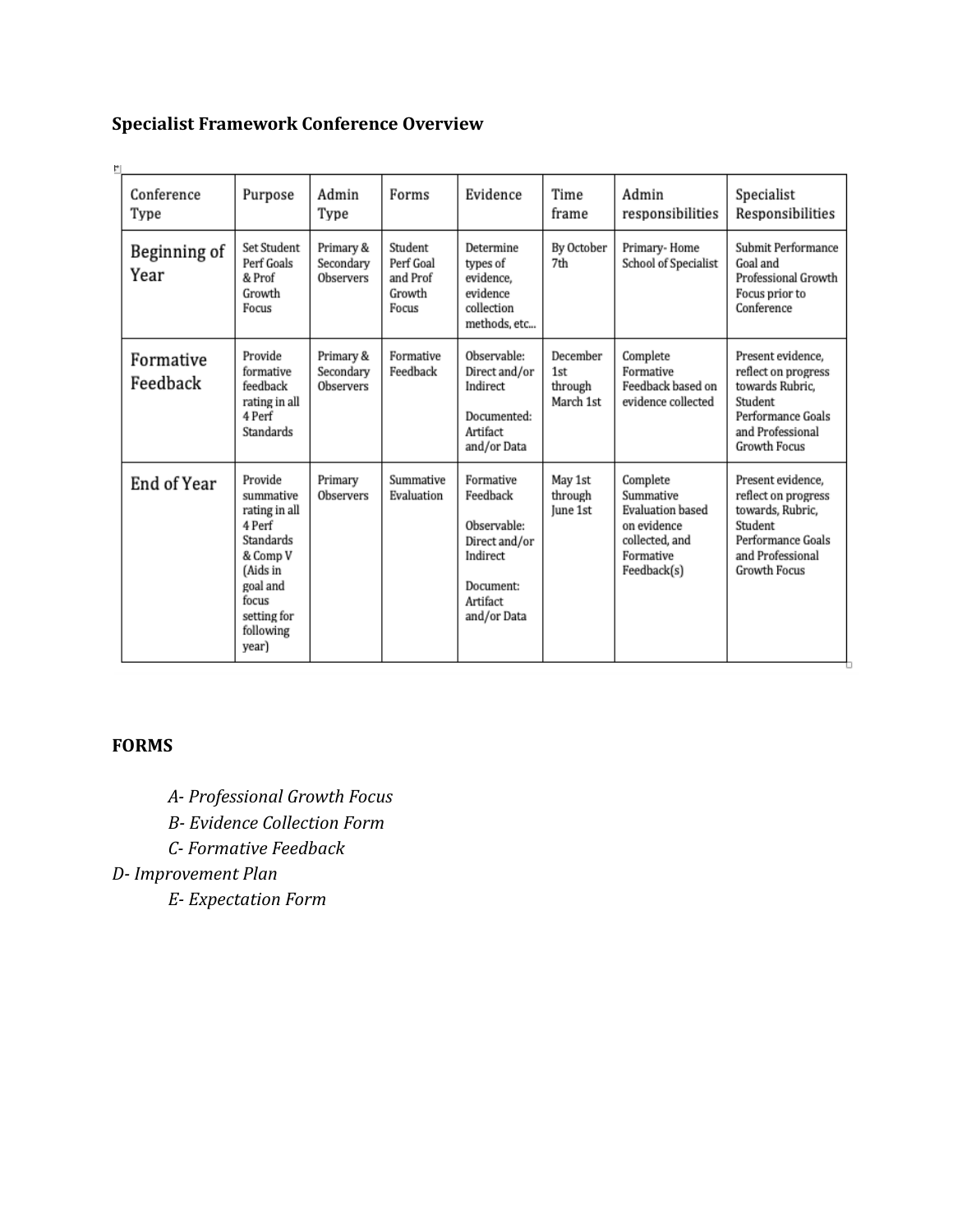**Specialist Framework Conference Overview**

| Conference Type | Purpose | Admin Type | Forms | Evidence | Time frame | Admin responsibilities | Specialist Responsibilities |
|---|---|---|---|---|---|---|---|
| Beginning of Year | Set Student Perf Goals & Prof Growth Focus | Primary & Secondary Observers | Student Perf Goal and Prof Growth Focus | Determine types of evidence, evidence collection methods, etc... | By October 7th | Primary- Home School of Specialist | Submit Performance Goal and Professional Growth Focus prior to Conference |
| Formative Feedback | Provide formative feedback rating in all 4 Perf Standards | Primary & Secondary Observers | Formative Feedback | Observable: Direct and/or Indirect<br><br>Documented: Artifact and/or Data | December 1st through March 1st | Complete Formative Feedback based on evidence collected | Present evidence, reflect on progress towards Rubric, Student Performance Goals and Professional Growth Focus |
| End of Year | Provide summative rating in all 4 Perf Standards & Comp V (Aids in goal and focus setting for following year) | Primary Observers | Summative Evaluation | Formative Feedback<br><br>Observable: Direct and/or Indirect<br><br>Document: Artifact and/or Data | May 1st through June 1st | Complete Summative Evaluation based on evidence collected, and Formative Feedback(s) | Present evidence, reflect on progress towards, Rubric, Student Performance Goals and Professional Growth Focus |

**FORMS**

*A- Professional Growth Focus*

*B- Evidence Collection Form*

*C- Formative Feedback*

*D- Improvement Plan*

*E- Expectation Form*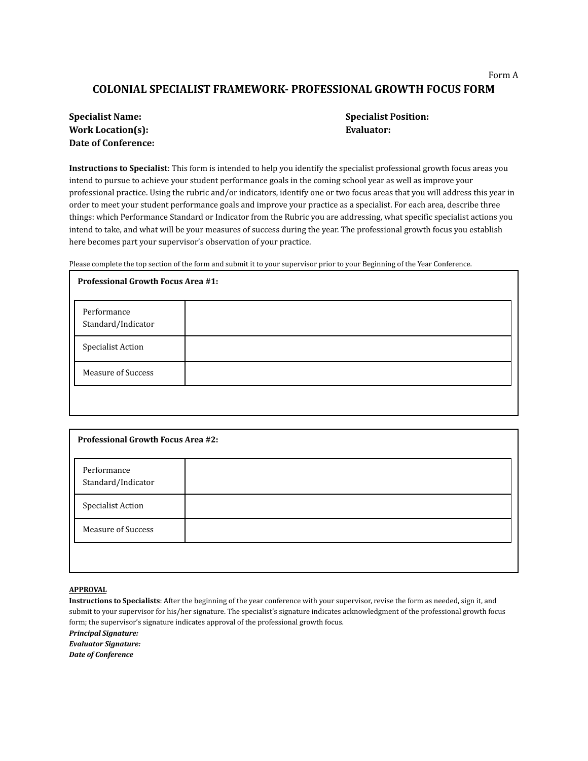Form A

# COLONIAL SPECIALIST FRAMEWORK- PROFESSIONAL GROWTH FOCUS FORM

**Specialist Name:**
**Work Location(s):**
**Date of Conference:**

**Specialist Position:**
**Evaluator:**

**Instructions to Specialist**: This form is intended to help you identify the specialist professional growth focus areas you intend to pursue to achieve your student performance goals in the coming school year as well as improve your professional practice. Using the rubric and/or indicators, identify one or two focus areas that you will address this year in order to meet your student performance goals and improve your practice as a specialist. For each area, describe three things: which Performance Standard or Indicator from the Rubric you are addressing, what specific specialist actions you intend to take, and what will be your measures of success during the year. The professional growth focus you establish here becomes part your supervisor's observation of your practice.

Please complete the top section of the form and submit it to your supervisor prior to your Beginning of the Year Conference.

**Professional Growth Focus Area #1:**

| Performance Standard/Indicator | |
|---|---|
| Specialist Action | |
| Measure of Success | |

**Professional Growth Focus Area #2:**

| Performance Standard/Indicator | |
|---|---|
| Specialist Action | |
| Measure of Success | |

**APPROVAL**

**Instructions to Specialists**: After the beginning of the year conference with your supervisor, revise the form as needed, sign it, and submit to your supervisor for his/her signature. The specialist's signature indicates acknowledgment of the professional growth focus form; the supervisor's signature indicates approval of the professional growth focus.

***Principal Signature:***
***Evaluator Signature:***
***Date of Conference***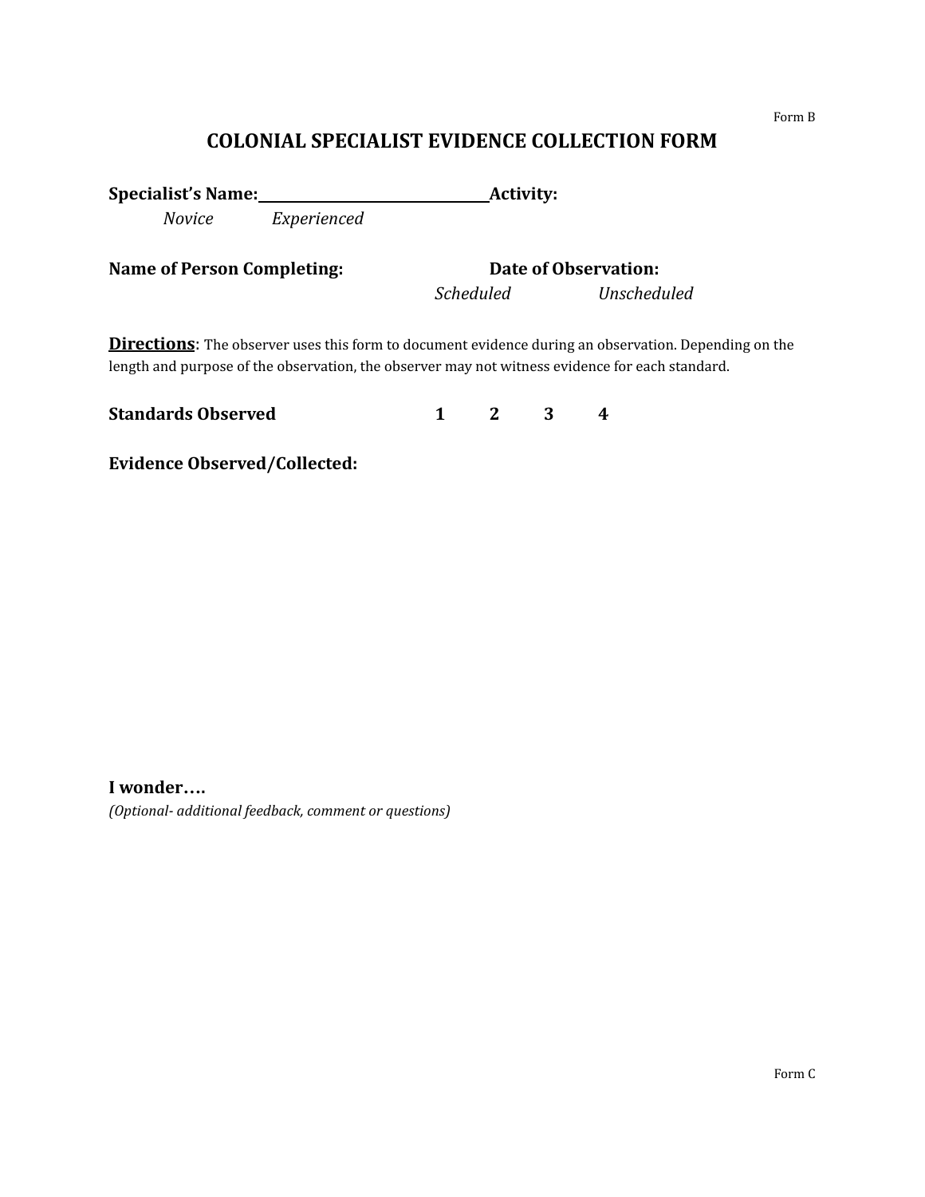Form B

# COLONIAL SPECIALIST EVIDENCE COLLECTION FORM

**Specialist's Name:**\_\_\_\_\_\_\_\_\_\_\_\_\_\_\_\_\_\_\_\_\_\_\_\_\_\_\_\_\_\_ **Activity:**

*Novice* *Experienced*

**Name of Person Completing:** **Date of Observation:**

*Scheduled* *Unscheduled*

**Directions**: The observer uses this form to document evidence during an observation. Depending on the length and purpose of the observation, the observer may not witness evidence for each standard.

**Standards Observed** **1** **2** **3** **4**

**Evidence Observed/Collected:**

**I wonder….**

*(Optional- additional feedback, comment or questions)*

Form C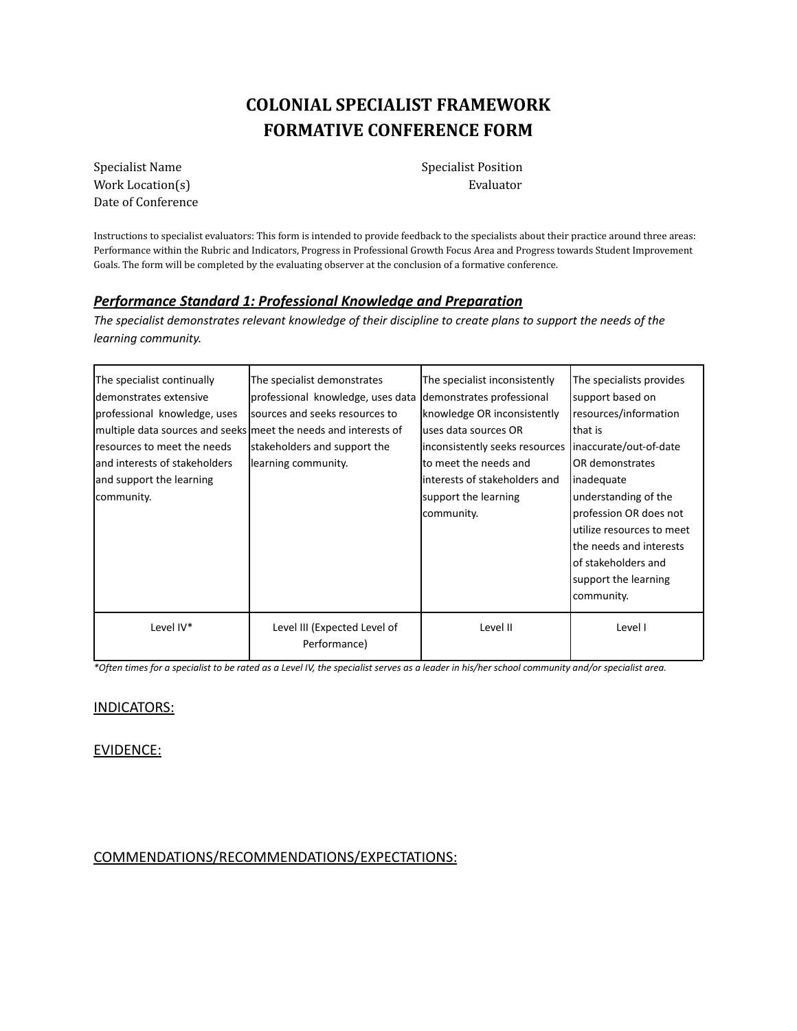# COLONIAL SPECIALIST FRAMEWORK
# FORMATIVE CONFERENCE FORM

Specialist Name
Work Location(s)
Date of Conference

Specialist Position
Evaluator

Instructions to specialist evaluators: This form is intended to provide feedback to the specialists about their practice around three areas: Performance within the Rubric and Indicators, Progress in Professional Growth Focus Area and Progress towards Student Improvement Goals. The form will be completed by the evaluating observer at the conclusion of a formative conference.

## ***Performance Standard 1: Professional Knowledge and Preparation***

*The specialist demonstrates relevant knowledge of their discipline to create plans to support the needs of the learning community.*

| The specialist continually demonstrates extensive professional knowledge, uses multiple data sources and seeks resources to meet the needs and interests of stakeholders and support the learning community. | The specialist demonstrates professional knowledge, uses data sources and seeks resources to meet the needs and interests of stakeholders and support the learning community. | The specialist inconsistently demonstrates professional knowledge OR inconsistently uses data sources OR inconsistently seeks resources to meet the needs and interests of stakeholders and support the learning community. | The specialists provides support based on resources/information that is inaccurate/out-of-date OR demonstrates inadequate understanding of the profession OR does not utilize resources to meet the needs and interests of stakeholders and support the learning community. |
|---|---|---|---|
| Level IV* | Level III (Expected Level of Performance) | Level II | Level I |

*\*Often times for a specialist to be rated as a Level IV, the specialist serves as a leader in his/her school community and/or specialist area.*

INDICATORS:

EVIDENCE:

COMMENDATIONS/RECOMMENDATIONS/EXPECTATIONS: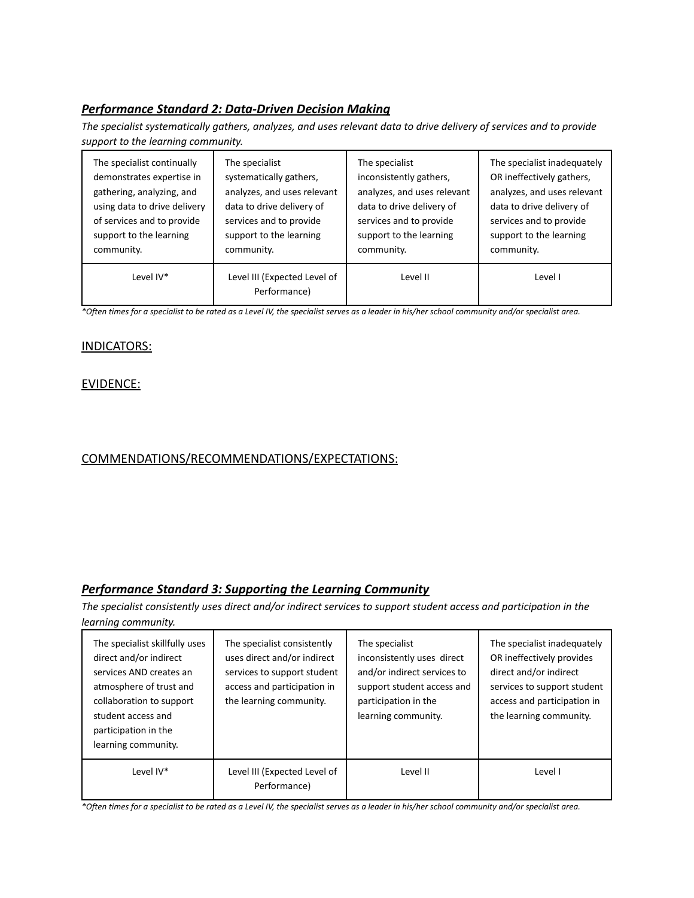### ***Performance Standard 2: Data-Driven Decision Making***

*The specialist systematically gathers, analyzes, and uses relevant data to drive delivery of services and to provide support to the learning community.*

| The specialist continually demonstrates expertise in gathering, analyzing, and using data to drive delivery of services and to provide support to the learning community. | The specialist systematically gathers, analyzes, and uses relevant data to drive delivery of services and to provide support to the learning community. | The specialist inconsistently gathers, analyzes, and uses relevant data to drive delivery of services and to provide support to the learning community. | The specialist inadequately OR ineffectively gathers, analyzes, and uses relevant data to drive delivery of services and to provide support to the learning community. |
|---|---|---|---|
| Level IV* | Level III (Expected Level of Performance) | Level II | Level I |

*\*Often times for a specialist to be rated as a Level IV, the specialist serves as a leader in his/her school community and/or specialist area.*

INDICATORS:

EVIDENCE:

COMMENDATIONS/RECOMMENDATIONS/EXPECTATIONS:

### ***Performance Standard 3: Supporting the Learning Community***

*The specialist consistently uses direct and/or indirect services to support student access and participation in the learning community.*

| The specialist skillfully uses direct and/or indirect services AND creates an atmosphere of trust and collaboration to support student access and participation in the learning community. | The specialist consistently uses direct and/or indirect services to support student access and participation in the learning community. | The specialist inconsistently uses direct and/or indirect services to support student access and participation in the learning community. | The specialist inadequately OR ineffectively provides direct and/or indirect services to support student access and participation in the learning community. |
|---|---|---|---|
| Level IV* | Level III (Expected Level of Performance) | Level II | Level I |

*\*Often times for a specialist to be rated as a Level IV, the specialist serves as a leader in his/her school community and/or specialist area.*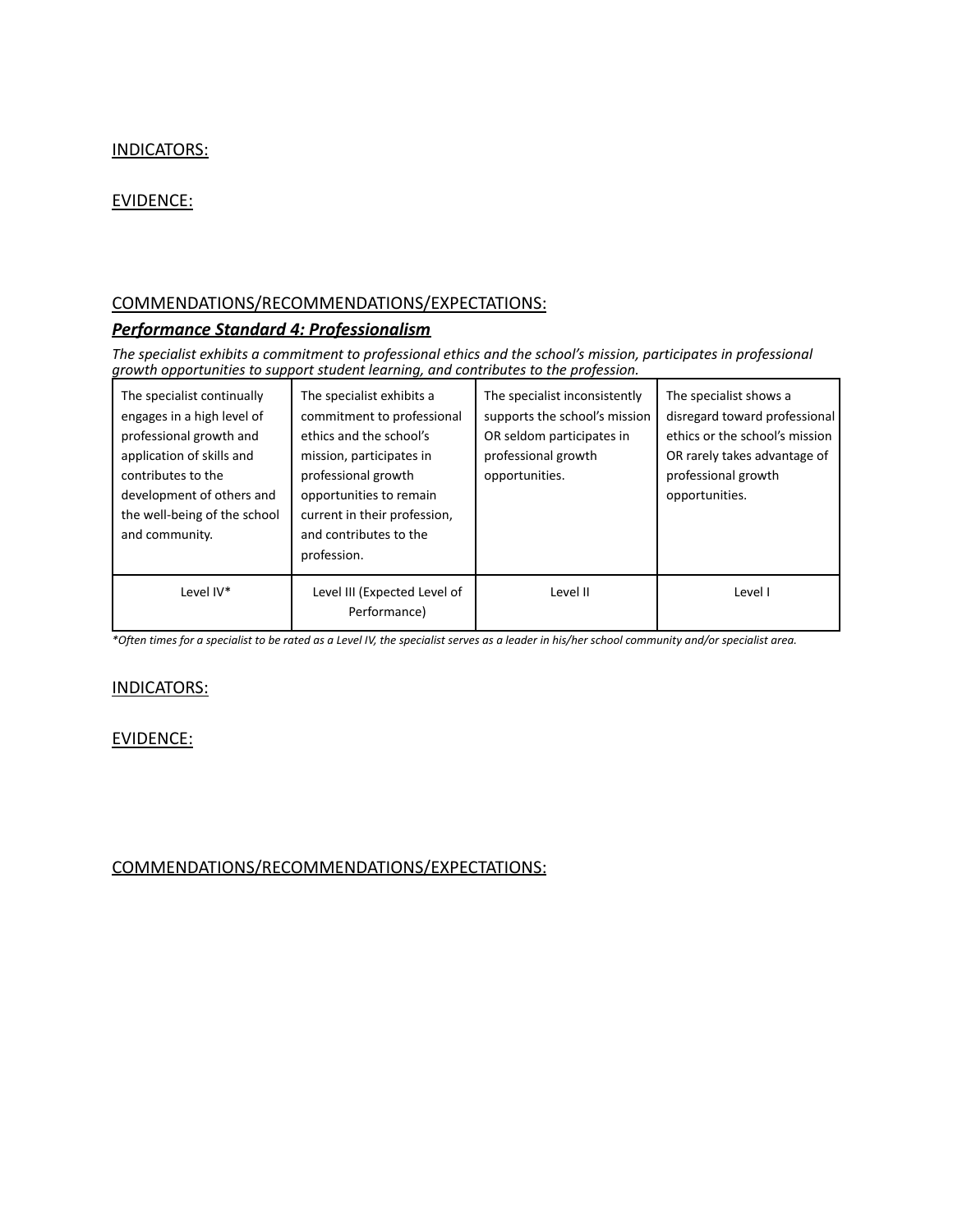INDICATORS:

EVIDENCE:

COMMENDATIONS/RECOMMENDATIONS/EXPECTATIONS:

***Performance Standard 4: Professionalism***

*The specialist exhibits a commitment to professional ethics and the school's mission, participates in professional growth opportunities to support student learning, and contributes to the profession.*

| The specialist continually engages in a high level of professional growth and application of skills and contributes to the development of others and the well-being of the school and community. | The specialist exhibits a commitment to professional ethics and the school's mission, participates in professional growth opportunities to remain current in their profession, and contributes to the profession. | The specialist inconsistently supports the school's mission OR seldom participates in professional growth opportunities. | The specialist shows a disregard toward professional ethics or the school's mission OR rarely takes advantage of professional growth opportunities. |
|---|---|---|---|
| Level IV* | Level III (Expected Level of Performance) | Level II | Level I |

*\*Often times for a specialist to be rated as a Level IV, the specialist serves as a leader in his/her school community and/or specialist area.*

INDICATORS:

EVIDENCE:

COMMENDATIONS/RECOMMENDATIONS/EXPECTATIONS: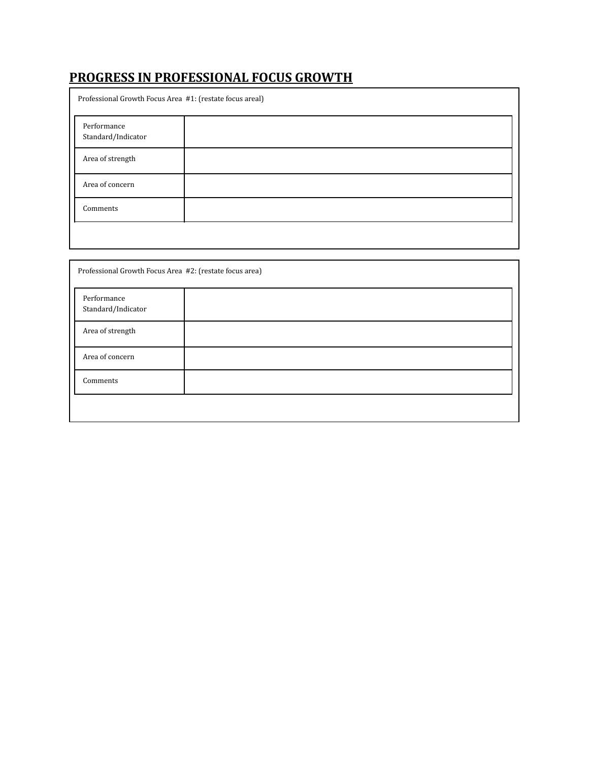## PROGRESS IN PROFESSIONAL FOCUS GROWTH

Professional Growth Focus Area #1: (restate focus areal)

| Performance Standard/Indicator | |
|---|---|
| Area of strength | |
| Area of concern | |
| Comments | |

Professional Growth Focus Area #2: (restate focus area)

| Performance Standard/Indicator | |
|---|---|
| Area of strength | |
| Area of concern | |
| Comments | |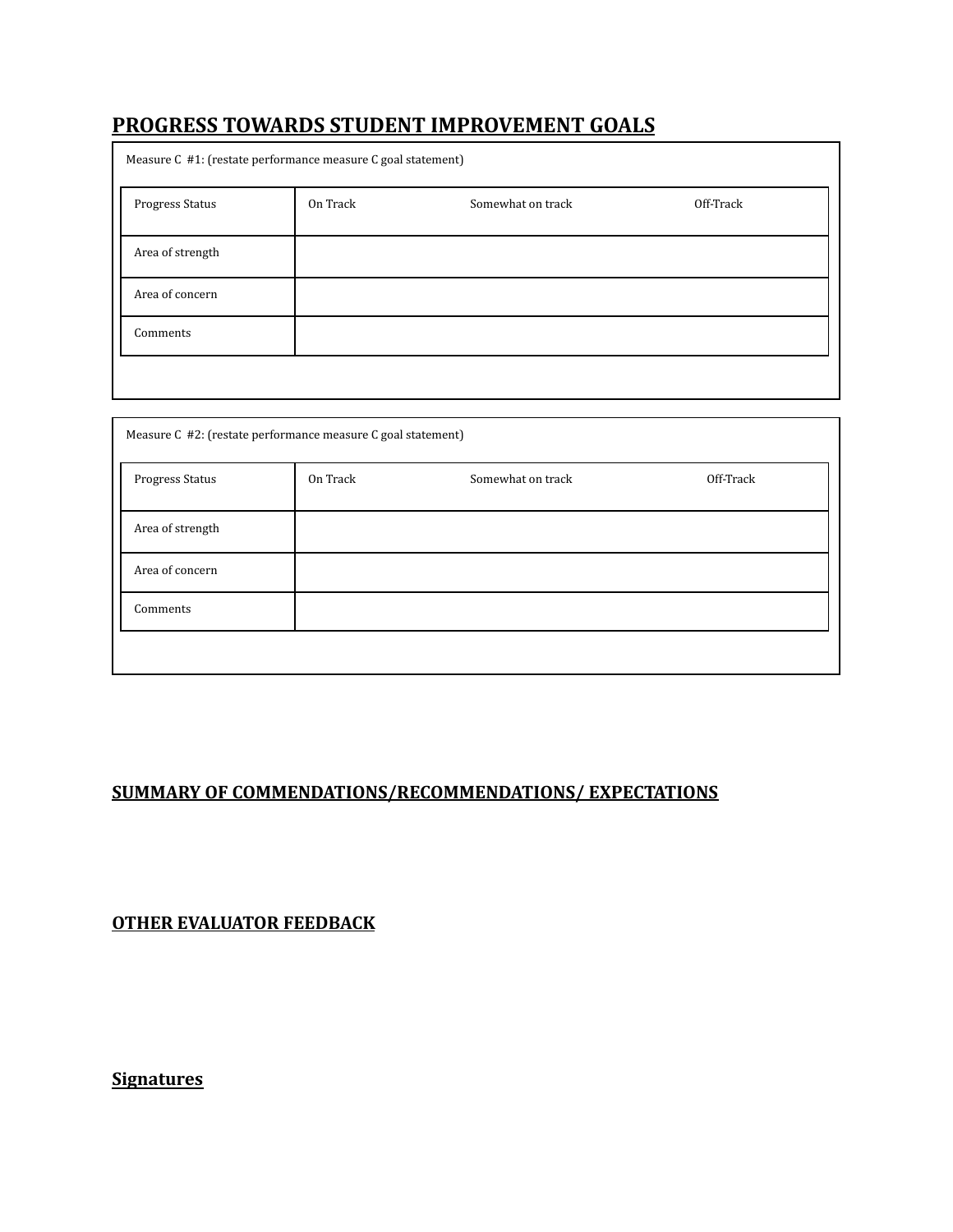## PROGRESS TOWARDS STUDENT IMPROVEMENT GOALS

Measure C #1: (restate performance measure C goal statement)

| Progress Status | On Track | Somewhat on track | Off-Track |
|---|---|---|---|
| Area of strength | | | |
| Area of concern | | | |
| Comments | | | |

Measure C #2: (restate performance measure C goal statement)

| Progress Status | On Track | Somewhat on track | Off-Track |
|---|---|---|---|
| Area of strength | | | |
| Area of concern | | | |
| Comments | | | |

## SUMMARY OF COMMENDATIONS/RECOMMENDATIONS/ EXPECTATIONS

## OTHER EVALUATOR FEEDBACK

## Signatures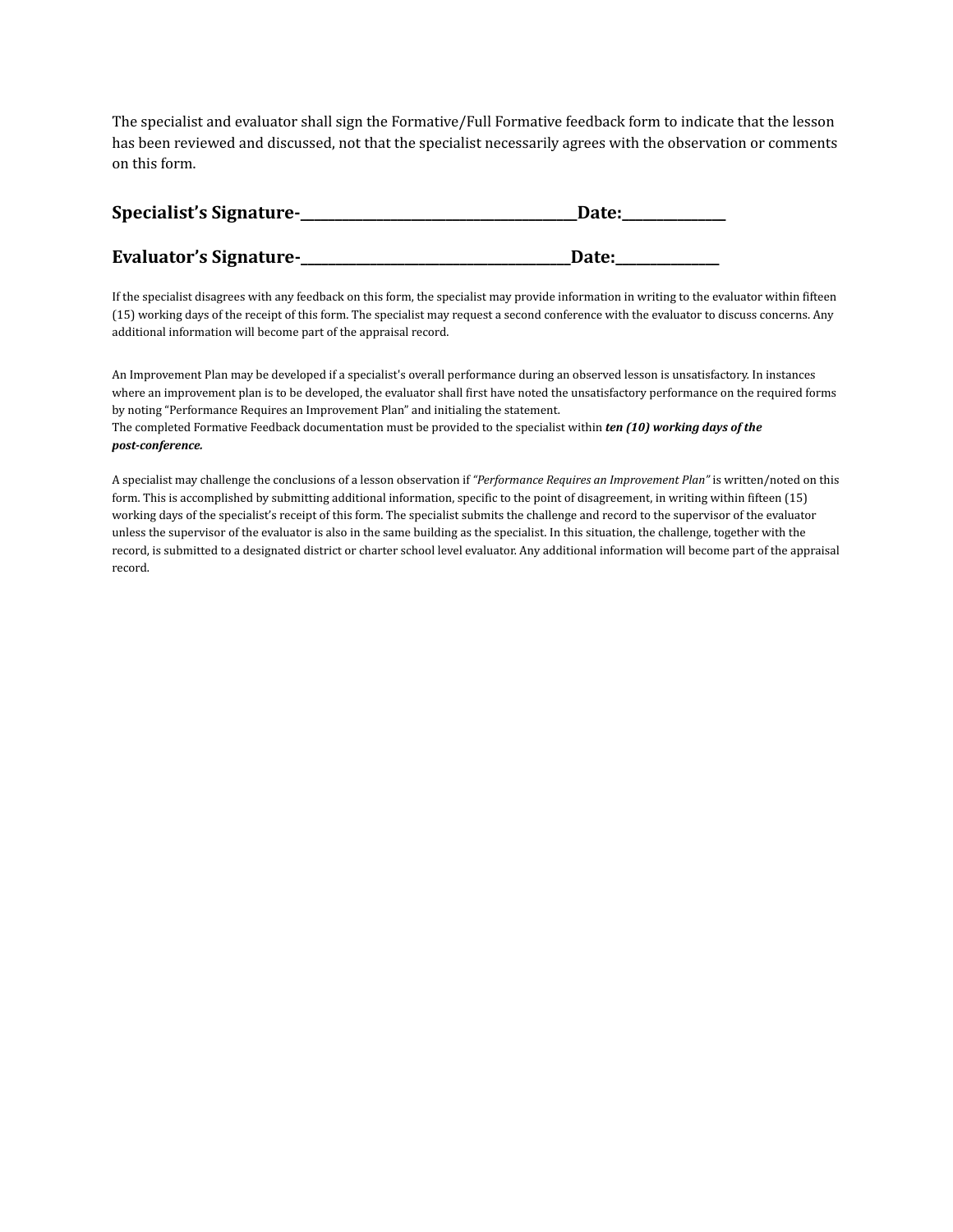The specialist and evaluator shall sign the Formative/Full Formative feedback form to indicate that the lesson has been reviewed and discussed, not that the specialist necessarily agrees with the observation or comments on this form.

**Specialist’s Signature-\_\_\_\_\_\_\_\_\_\_\_\_\_\_\_\_\_\_\_\_\_\_\_\_\_\_\_\_\_\_\_\_\_\_\_\_\_\_\_Date:\_\_\_\_\_\_\_\_\_\_\_\_\_\_\_**

**Evaluator’s Signature-\_\_\_\_\_\_\_\_\_\_\_\_\_\_\_\_\_\_\_\_\_\_\_\_\_\_\_\_\_\_\_\_\_\_\_\_\_\_\_Date:\_\_\_\_\_\_\_\_\_\_\_\_\_\_\_**

If the specialist disagrees with any feedback on this form, the specialist may provide information in writing to the evaluator within fifteen (15) working days of the receipt of this form. The specialist may request a second conference with the evaluator to discuss concerns. Any additional information will become part of the appraisal record.

An Improvement Plan may be developed if a specialist's overall performance during an observed lesson is unsatisfactory. In instances where an improvement plan is to be developed, the evaluator shall first have noted the unsatisfactory performance on the required forms by noting “Performance Requires an Improvement Plan” and initialing the statement.
The completed Formative Feedback documentation must be provided to the specialist within ***ten (10) working days of the post-conference.***

A specialist may challenge the conclusions of a lesson observation if *“Performance Requires an Improvement Plan”* is written/noted on this form. This is accomplished by submitting additional information, specific to the point of disagreement, in writing within fifteen (15) working days of the specialist’s receipt of this form. The specialist submits the challenge and record to the supervisor of the evaluator unless the supervisor of the evaluator is also in the same building as the specialist. In this situation, the challenge, together with the record, is submitted to a designated district or charter school level evaluator. Any additional information will become part of the appraisal record.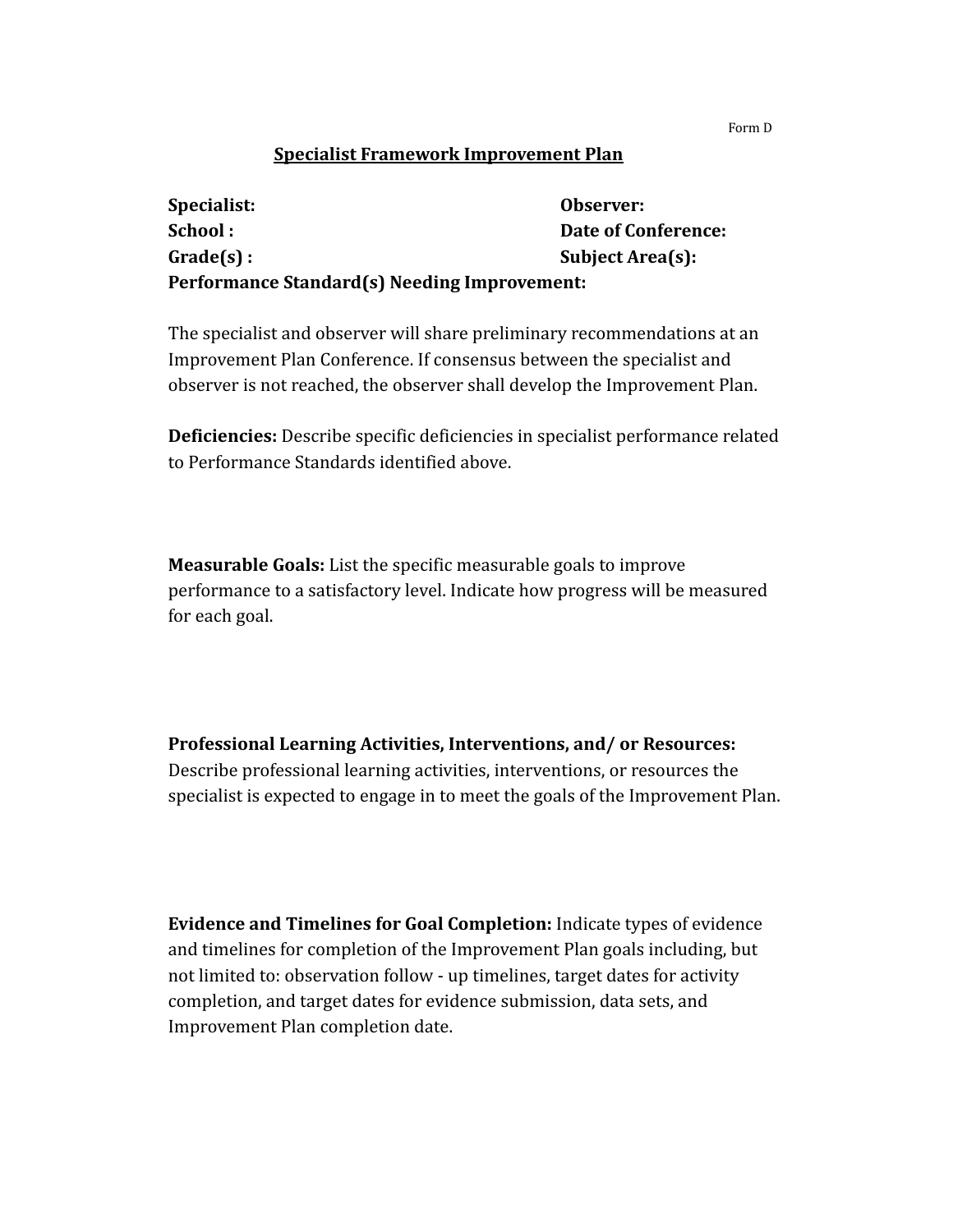Form D

## Specialist Framework Improvement Plan

**Specialist:** **Observer:**
**School :** **Date of Conference:**
**Grade(s) :** **Subject Area(s):**
**Performance Standard(s) Needing Improvement:**

The specialist and observer will share preliminary recommendations at an Improvement Plan Conference. If consensus between the specialist and observer is not reached, the observer shall develop the Improvement Plan.

**Deficiencies:** Describe specific deficiencies in specialist performance related to Performance Standards identified above.

**Measurable Goals:** List the specific measurable goals to improve performance to a satisfactory level. Indicate how progress will be measured for each goal.

**Professional Learning Activities, Interventions, and/ or Resources:** Describe professional learning activities, interventions, or resources the specialist is expected to engage in to meet the goals of the Improvement Plan.

**Evidence and Timelines for Goal Completion:** Indicate types of evidence and timelines for completion of the Improvement Plan goals including, but not limited to: observation follow - up timelines, target dates for activity completion, and target dates for evidence submission, data sets, and Improvement Plan completion date.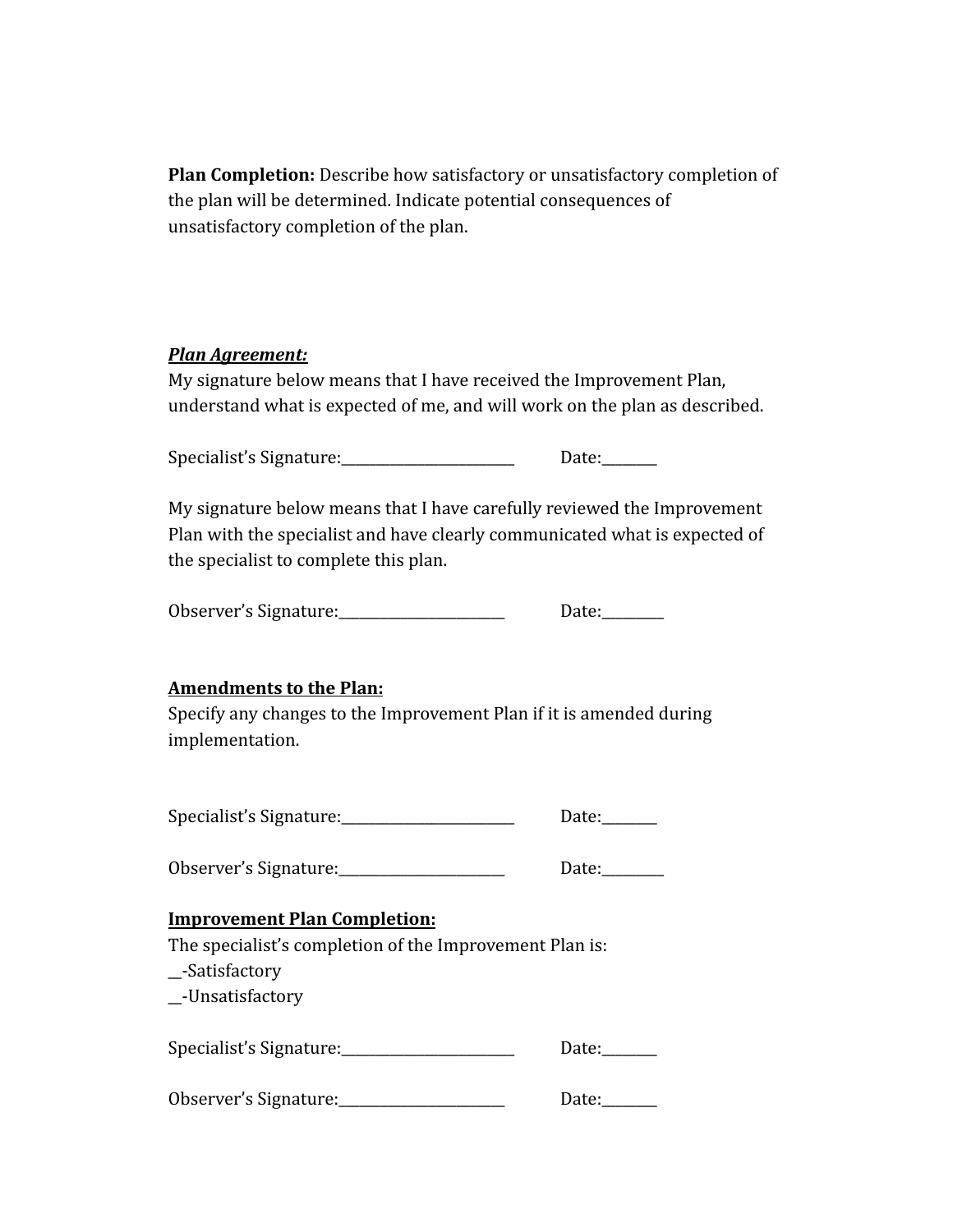**Plan Completion:** Describe how satisfactory or unsatisfactory completion of the plan will be determined. Indicate potential consequences of unsatisfactory completion of the plan.

***<u>Plan Agreement:</u>***

My signature below means that I have received the Improvement Plan, understand what is expected of me, and will work on the plan as described.

Specialist's Signature:________________________ Date:_______

My signature below means that I have carefully reviewed the Improvement Plan with the specialist and have clearly communicated what is expected of the specialist to complete this plan.

Observer's Signature:_______________________ Date:________

**<u>Amendments to the Plan:</u>**

Specify any changes to the Improvement Plan if it is amended during implementation.

Specialist's Signature:________________________ Date:_______

Observer's Signature:_______________________ Date:________

**<u>Improvement Plan Completion:</u>**

The specialist's completion of the Improvement Plan is:

__-Satisfactory

__-Unsatisfactory

Specialist's Signature:________________________ Date:_______

Observer's Signature:_______________________ Date:_______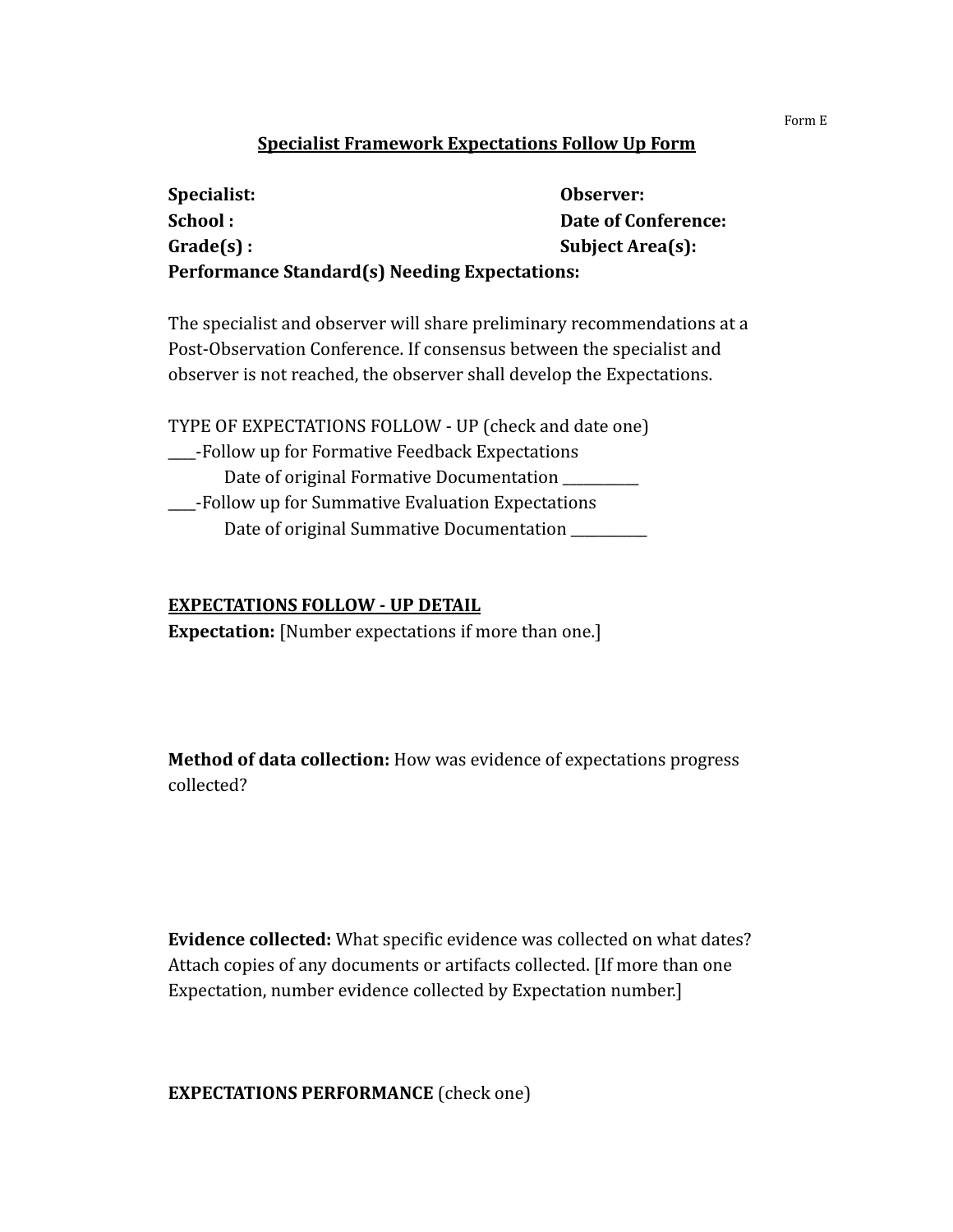Form E

# Specialist Framework Expectations Follow Up Form

**Specialist:** **Observer:**
**School :** **Date of Conference:**
**Grade(s) :** **Subject Area(s):**
**Performance Standard(s) Needing Expectations:**

The specialist and observer will share preliminary recommendations at a Post-Observation Conference. If consensus between the specialist and observer is not reached, the observer shall develop the Expectations.

TYPE OF EXPECTATIONS FOLLOW - UP (check and date one)
____-Follow up for Formative Feedback Expectations
Date of original Formative Documentation ___________
____-Follow up for Summative Evaluation Expectations
Date of original Summative Documentation ___________

**EXPECTATIONS FOLLOW - UP DETAIL**

**Expectation:** [Number expectations if more than one.]

**Method of data collection:** How was evidence of expectations progress collected?

**Evidence collected:** What specific evidence was collected on what dates? Attach copies of any documents or artifacts collected. [If more than one Expectation, number evidence collected by Expectation number.]

**EXPECTATIONS PERFORMANCE** (check one)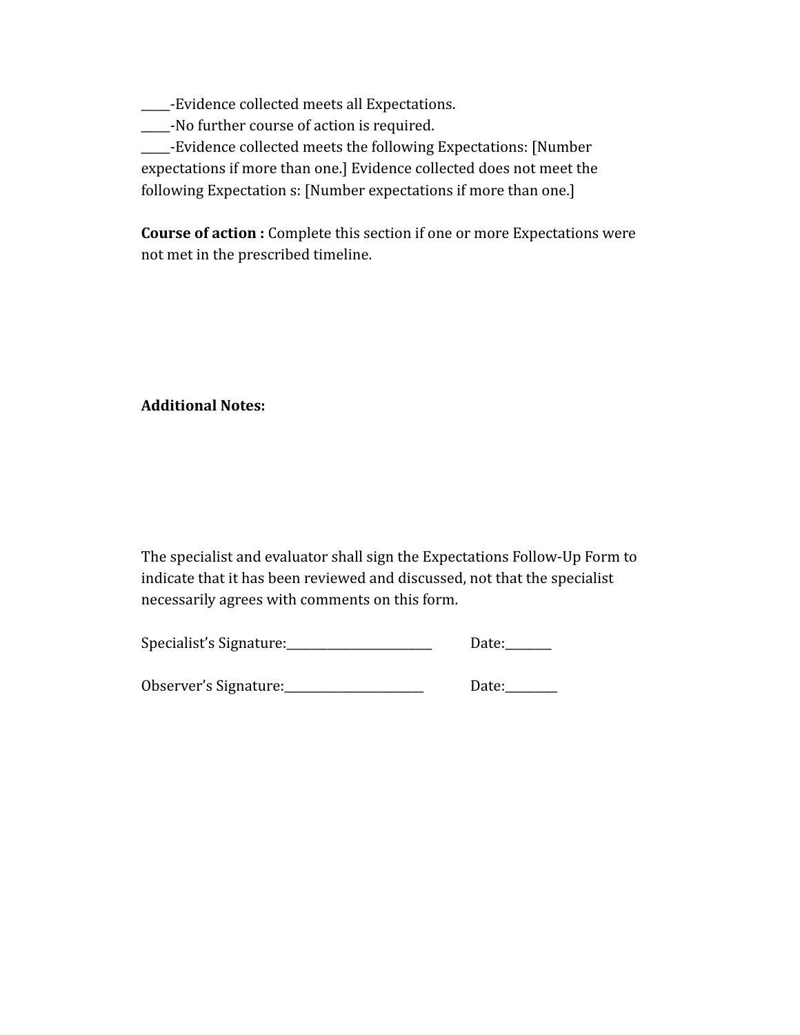_____-Evidence collected meets all Expectations.
_____-No further course of action is required.
_____-Evidence collected meets the following Expectations: [Number expectations if more than one.] Evidence collected does not meet the following Expectation s: [Number expectations if more than one.]

**Course of action :** Complete this section if one or more Expectations were not met in the prescribed timeline.

**Additional Notes:**

The specialist and evaluator shall sign the Expectations Follow-Up Form to indicate that it has been reviewed and discussed, not that the specialist necessarily agrees with comments on this form.

Specialist's Signature:________________________ Date:_______

Observer's Signature:_______________________ Date:________